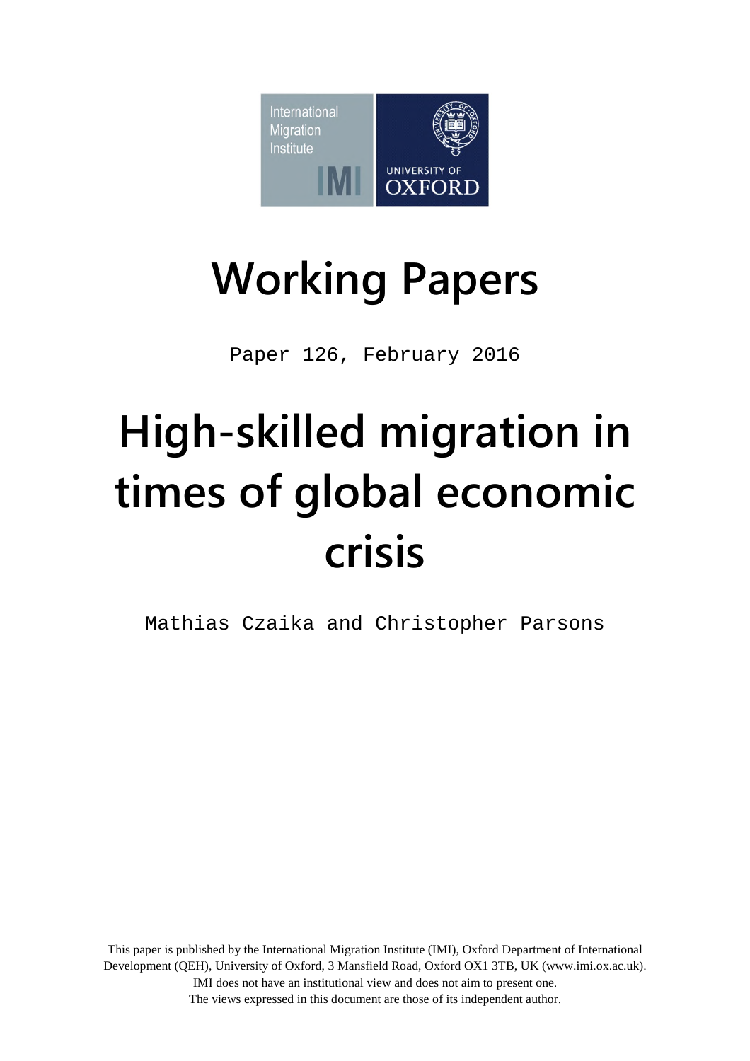International Migration Institute

IMI

UNIVERSITY OF OXFORD

# Working Papers

Paper 126, February 2016

# High-skilled migration in times of global economic crisis

Mathias Czaika and Christopher Parsons

This paper is published by the International Migration Institute (IMI), Oxford Department of International Development (QEH), University of Oxford, 3 Mansfield Road, Oxford OX1 3TB, UK (www.imi.ox.ac.uk). IMI does not have an institutional view and does not aim to present one. The views expressed in this document are those of its independent author.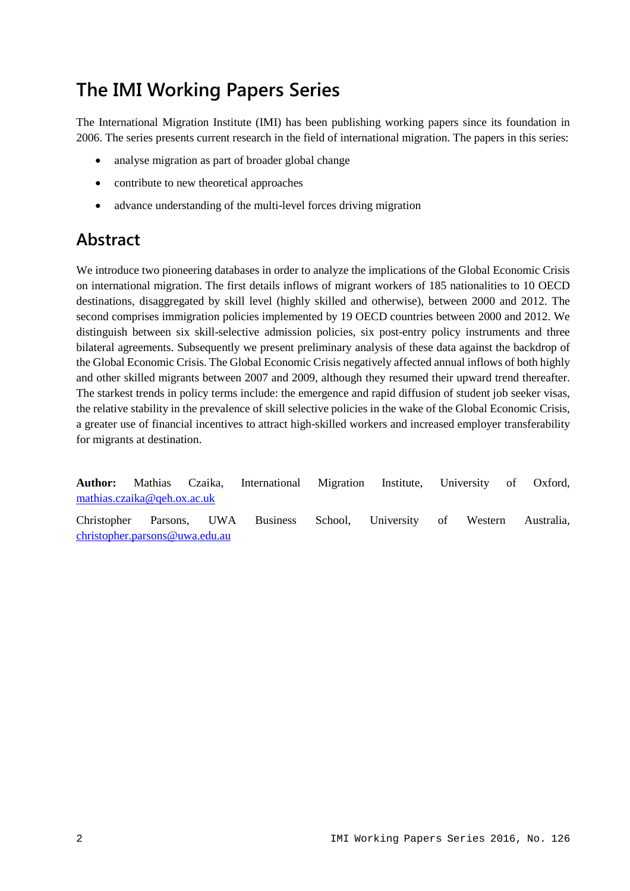## The IMI Working Papers Series

The International Migration Institute (IMI) has been publishing working papers since its foundation in 2006. The series presents current research in the field of international migration. The papers in this series:

- analyse migration as part of broader global change
- contribute to new theoretical approaches
- advance understanding of the multi-level forces driving migration

## Abstract

We introduce two pioneering databases in order to analyze the implications of the Global Economic Crisis on international migration. The first details inflows of migrant workers of 185 nationalities to 10 OECD destinations, disaggregated by skill level (highly skilled and otherwise), between 2000 and 2012. The second comprises immigration policies implemented by 19 OECD countries between 2000 and 2012. We distinguish between six skill-selective admission policies, six post-entry policy instruments and three bilateral agreements. Subsequently we present preliminary analysis of these data against the backdrop of the Global Economic Crisis. The Global Economic Crisis negatively affected annual inflows of both highly and other skilled migrants between 2007 and 2009, although they resumed their upward trend thereafter. The starkest trends in policy terms include: the emergence and rapid diffusion of student job seeker visas, the relative stability in the prevalence of skill selective policies in the wake of the Global Economic Crisis, a greater use of financial incentives to attract high-skilled workers and increased employer transferability for migrants at destination.

**Author:** Mathias Czaika, International Migration Institute, University of Oxford, mathias.czaika@qeh.ox.ac.uk

Christopher Parsons, UWA Business School, University of Western Australia, christopher.parsons@uwa.edu.au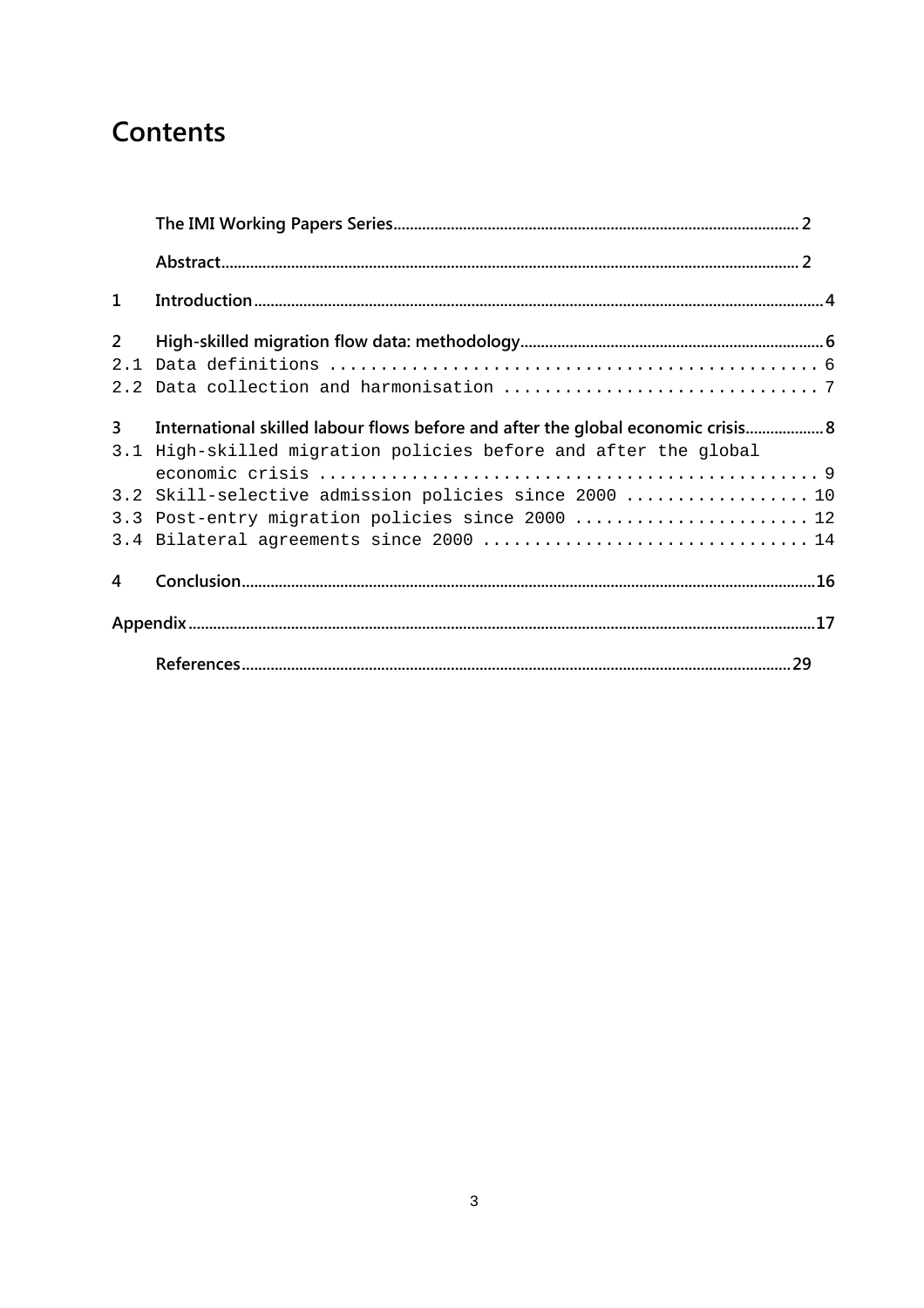# Contents

The IMI Working Papers Series ..... 2

Abstract ..... 2

1 Introduction ..... 4

2 High-skilled migration flow data: methodology ..... 6
2.1 Data definitions ..... 6
2.2 Data collection and harmonisation ..... 7

3 International skilled labour flows before and after the global economic crisis ..... 8
3.1 High-skilled migration policies before and after the global economic crisis ..... 9
3.2 Skill-selective admission policies since 2000 ..... 10
3.3 Post-entry migration policies since 2000 ..... 12
3.4 Bilateral agreements since 2000 ..... 14

4 Conclusion ..... 16

Appendix ..... 17

References ..... 29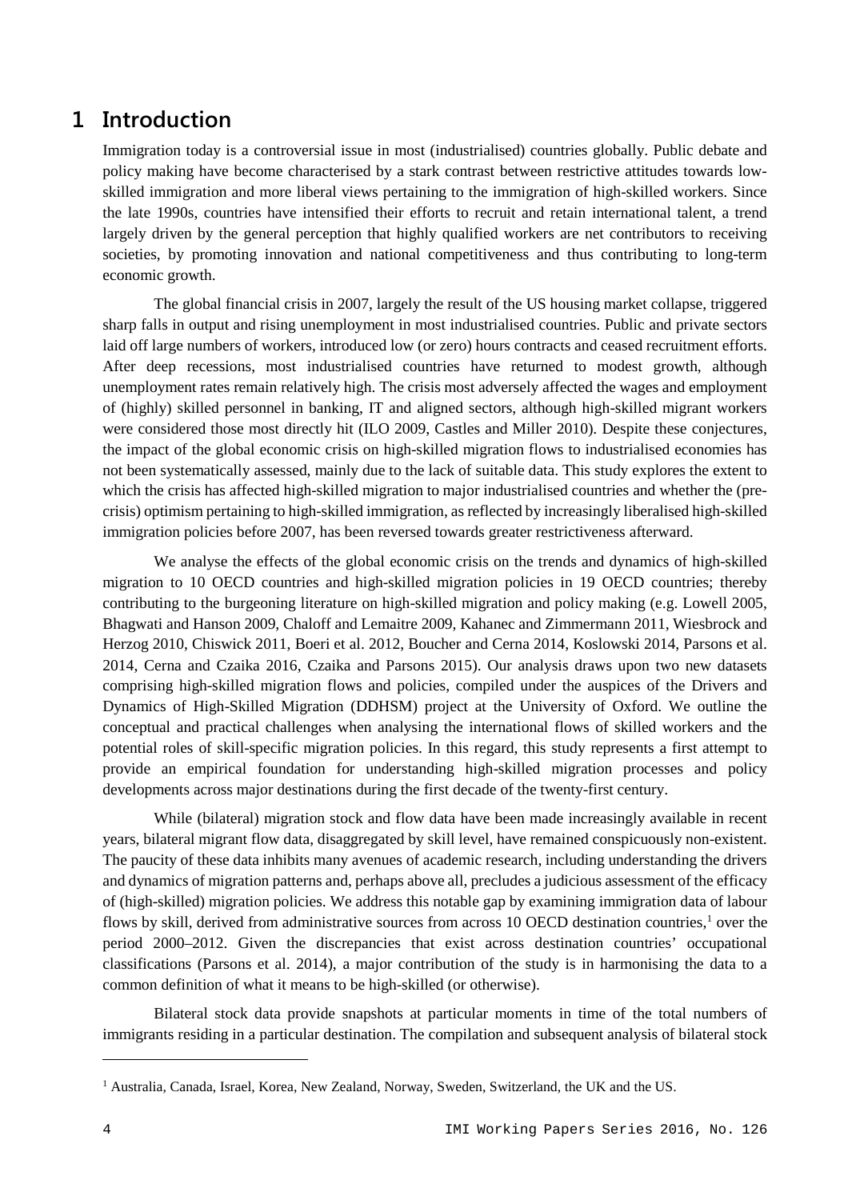# 1 Introduction

Immigration today is a controversial issue in most (industrialised) countries globally. Public debate and policy making have become characterised by a stark contrast between restrictive attitudes towards low-skilled immigration and more liberal views pertaining to the immigration of high-skilled workers. Since the late 1990s, countries have intensified their efforts to recruit and retain international talent, a trend largely driven by the general perception that highly qualified workers are net contributors to receiving societies, by promoting innovation and national competitiveness and thus contributing to long-term economic growth.

The global financial crisis in 2007, largely the result of the US housing market collapse, triggered sharp falls in output and rising unemployment in most industrialised countries. Public and private sectors laid off large numbers of workers, introduced low (or zero) hours contracts and ceased recruitment efforts. After deep recessions, most industrialised countries have returned to modest growth, although unemployment rates remain relatively high. The crisis most adversely affected the wages and employment of (highly) skilled personnel in banking, IT and aligned sectors, although high-skilled migrant workers were considered those most directly hit (ILO 2009, Castles and Miller 2010). Despite these conjectures, the impact of the global economic crisis on high-skilled migration flows to industrialised economies has not been systematically assessed, mainly due to the lack of suitable data. This study explores the extent to which the crisis has affected high-skilled migration to major industrialised countries and whether the (pre-crisis) optimism pertaining to high-skilled immigration, as reflected by increasingly liberalised high-skilled immigration policies before 2007, has been reversed towards greater restrictiveness afterward.

We analyse the effects of the global economic crisis on the trends and dynamics of high-skilled migration to 10 OECD countries and high-skilled migration policies in 19 OECD countries; thereby contributing to the burgeoning literature on high-skilled migration and policy making (e.g. Lowell 2005, Bhagwati and Hanson 2009, Chaloff and Lemaitre 2009, Kahanec and Zimmermann 2011, Wiesbrock and Herzog 2010, Chiswick 2011, Boeri et al. 2012, Boucher and Cerna 2014, Koslowski 2014, Parsons et al. 2014, Cerna and Czaika 2016, Czaika and Parsons 2015). Our analysis draws upon two new datasets comprising high-skilled migration flows and policies, compiled under the auspices of the Drivers and Dynamics of High-Skilled Migration (DDHSM) project at the University of Oxford. We outline the conceptual and practical challenges when analysing the international flows of skilled workers and the potential roles of skill-specific migration policies. In this regard, this study represents a first attempt to provide an empirical foundation for understanding high-skilled migration processes and policy developments across major destinations during the first decade of the twenty-first century.

While (bilateral) migration stock and flow data have been made increasingly available in recent years, bilateral migrant flow data, disaggregated by skill level, have remained conspicuously non-existent. The paucity of these data inhibits many avenues of academic research, including understanding the drivers and dynamics of migration patterns and, perhaps above all, precludes a judicious assessment of the efficacy of (high-skilled) migration policies. We address this notable gap by examining immigration data of labour flows by skill, derived from administrative sources from across 10 OECD destination countries,[1] over the period 2000–2012. Given the discrepancies that exist across destination countries' occupational classifications (Parsons et al. 2014), a major contribution of the study is in harmonising the data to a common definition of what it means to be high-skilled (or otherwise).

Bilateral stock data provide snapshots at particular moments in time of the total numbers of immigrants residing in a particular destination. The compilation and subsequent analysis of bilateral stock

[1] Australia, Canada, Israel, Korea, New Zealand, Norway, Sweden, Switzerland, the UK and the US.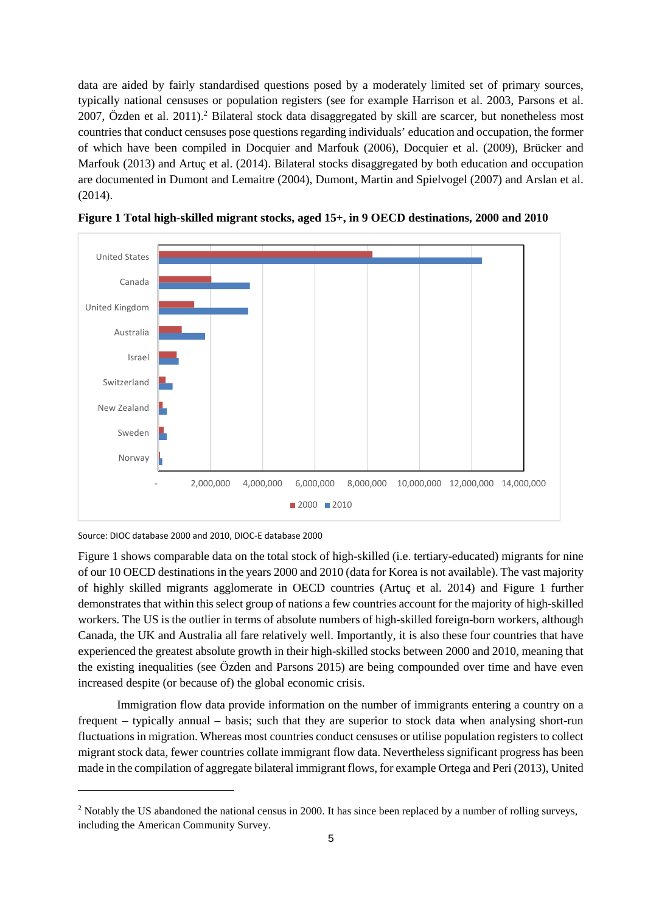data are aided by fairly standardised questions posed by a moderately limited set of primary sources, typically national censuses or population registers (see for example Harrison et al. 2003, Parsons et al. 2007, Özden et al. 2011).[2] Bilateral stock data disaggregated by skill are scarcer, but nonetheless most countries that conduct censuses pose questions regarding individuals' education and occupation, the former of which have been compiled in Docquier and Marfouk (2006), Docquier et al. (2009), Brücker and Marfouk (2013) and Artuç et al. (2014). Bilateral stocks disaggregated by both education and occupation are documented in Dumont and Lemaitre (2004), Dumont, Martin and Spielvogel (2007) and Arslan et al. (2014).

**Figure 1 Total high-skilled migrant stocks, aged 15+, in 9 OECD destinations, 2000 and 2010**

Source: DIOC database 2000 and 2010, DIOC-E database 2000

Figure 1 shows comparable data on the total stock of high-skilled (i.e. tertiary-educated) migrants for nine of our 10 OECD destinations in the years 2000 and 2010 (data for Korea is not available). The vast majority of highly skilled migrants agglomerate in OECD countries (Artuç et al. 2014) and Figure 1 further demonstrates that within this select group of nations a few countries account for the majority of high-skilled workers. The US is the outlier in terms of absolute numbers of high-skilled foreign-born workers, although Canada, the UK and Australia all fare relatively well. Importantly, it is also these four countries that have experienced the greatest absolute growth in their high-skilled stocks between 2000 and 2010, meaning that the existing inequalities (see Özden and Parsons 2015) are being compounded over time and have even increased despite (or because of) the global economic crisis.

Immigration flow data provide information on the number of immigrants entering a country on a frequent – typically annual – basis; such that they are superior to stock data when analysing short-run fluctuations in migration. Whereas most countries conduct censuses or utilise population registers to collect migrant stock data, fewer countries collate immigrant flow data. Nevertheless significant progress has been made in the compilation of aggregate bilateral immigrant flows, for example Ortega and Peri (2013), United

---

[2] Notably the US abandoned the national census in 2000. It has since been replaced by a number of rolling surveys, including the American Community Survey.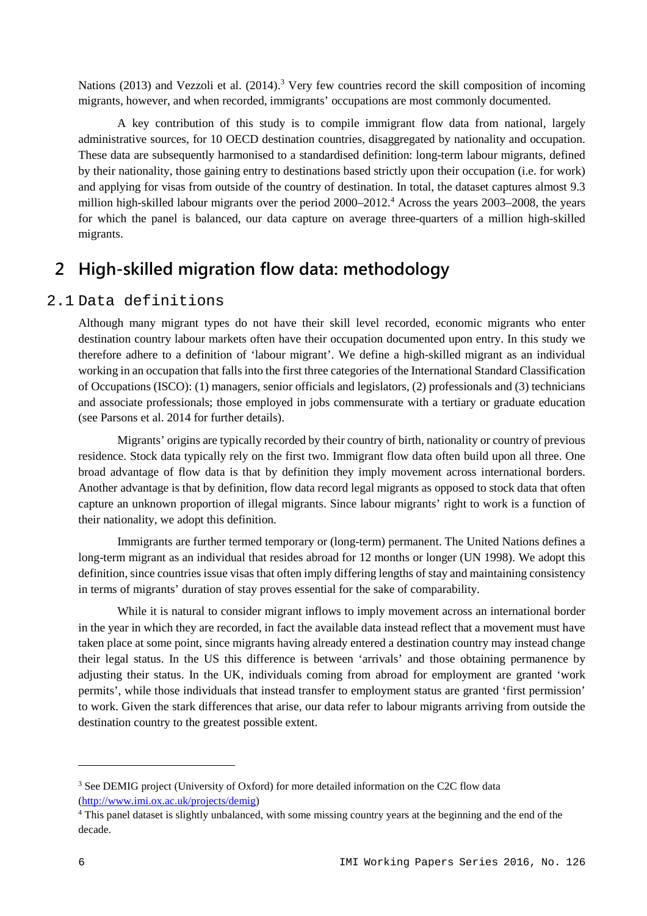Nations (2013) and Vezzoli et al. (2014).[3] Very few countries record the skill composition of incoming migrants, however, and when recorded, immigrants' occupations are most commonly documented.

A key contribution of this study is to compile immigrant flow data from national, largely administrative sources, for 10 OECD destination countries, disaggregated by nationality and occupation. These data are subsequently harmonised to a standardised definition: long-term labour migrants, defined by their nationality, those gaining entry to destinations based strictly upon their occupation (i.e. for work) and applying for visas from outside of the country of destination. In total, the dataset captures almost 9.3 million high-skilled labour migrants over the period 2000–2012.[4] Across the years 2003–2008, the years for which the panel is balanced, our data capture on average three-quarters of a million high-skilled migrants.

# 2 High-skilled migration flow data: methodology

## 2.1 Data definitions

Although many migrant types do not have their skill level recorded, economic migrants who enter destination country labour markets often have their occupation documented upon entry. In this study we therefore adhere to a definition of 'labour migrant'. We define a high-skilled migrant as an individual working in an occupation that falls into the first three categories of the International Standard Classification of Occupations (ISCO): (1) managers, senior officials and legislators, (2) professionals and (3) technicians and associate professionals; those employed in jobs commensurate with a tertiary or graduate education (see Parsons et al. 2014 for further details).

Migrants' origins are typically recorded by their country of birth, nationality or country of previous residence. Stock data typically rely on the first two. Immigrant flow data often build upon all three. One broad advantage of flow data is that by definition they imply movement across international borders. Another advantage is that by definition, flow data record legal migrants as opposed to stock data that often capture an unknown proportion of illegal migrants. Since labour migrants' right to work is a function of their nationality, we adopt this definition.

Immigrants are further termed temporary or (long-term) permanent. The United Nations defines a long-term migrant as an individual that resides abroad for 12 months or longer (UN 1998). We adopt this definition, since countries issue visas that often imply differing lengths of stay and maintaining consistency in terms of migrants' duration of stay proves essential for the sake of comparability.

While it is natural to consider migrant inflows to imply movement across an international border in the year in which they are recorded, in fact the available data instead reflect that a movement must have taken place at some point, since migrants having already entered a destination country may instead change their legal status. In the US this difference is between 'arrivals' and those obtaining permanence by adjusting their status. In the UK, individuals coming from abroad for employment are granted 'work permits', while those individuals that instead transfer to employment status are granted 'first permission' to work. Given the stark differences that arise, our data refer to labour migrants arriving from outside the destination country to the greatest possible extent.

---

[3] See DEMIG project (University of Oxford) for more detailed information on the C2C flow data (http://www.imi.ox.ac.uk/projects/demig)

[4] This panel dataset is slightly unbalanced, with some missing country years at the beginning and the end of the decade.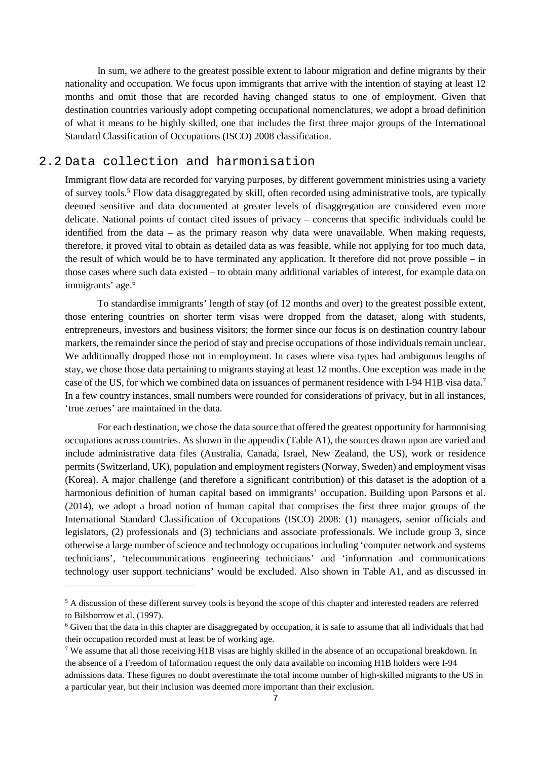In sum, we adhere to the greatest possible extent to labour migration and define migrants by their nationality and occupation. We focus upon immigrants that arrive with the intention of staying at least 12 months and omit those that are recorded having changed status to one of employment. Given that destination countries variously adopt competing occupational nomenclatures, we adopt a broad definition of what it means to be highly skilled, one that includes the first three major groups of the International Standard Classification of Occupations (ISCO) 2008 classification.

## 2.2 Data collection and harmonisation

Immigrant flow data are recorded for varying purposes, by different government ministries using a variety of survey tools.[5] Flow data disaggregated by skill, often recorded using administrative tools, are typically deemed sensitive and data documented at greater levels of disaggregation are considered even more delicate. National points of contact cited issues of privacy – concerns that specific individuals could be identified from the data – as the primary reason why data were unavailable. When making requests, therefore, it proved vital to obtain as detailed data as was feasible, while not applying for too much data, the result of which would be to have terminated any application. It therefore did not prove possible – in those cases where such data existed – to obtain many additional variables of interest, for example data on immigrants' age.[6]

To standardise immigrants' length of stay (of 12 months and over) to the greatest possible extent, those entering countries on shorter term visas were dropped from the dataset, along with students, entrepreneurs, investors and business visitors; the former since our focus is on destination country labour markets, the remainder since the period of stay and precise occupations of those individuals remain unclear. We additionally dropped those not in employment. In cases where visa types had ambiguous lengths of stay, we chose those data pertaining to migrants staying at least 12 months. One exception was made in the case of the US, for which we combined data on issuances of permanent residence with I-94 H1B visa data.[7] In a few country instances, small numbers were rounded for considerations of privacy, but in all instances, 'true zeroes' are maintained in the data.

For each destination, we chose the data source that offered the greatest opportunity for harmonising occupations across countries. As shown in the appendix (Table A1), the sources drawn upon are varied and include administrative data files (Australia, Canada, Israel, New Zealand, the US), work or residence permits (Switzerland, UK), population and employment registers (Norway, Sweden) and employment visas (Korea). A major challenge (and therefore a significant contribution) of this dataset is the adoption of a harmonious definition of human capital based on immigrants' occupation. Building upon Parsons et al. (2014), we adopt a broad notion of human capital that comprises the first three major groups of the International Standard Classification of Occupations (ISCO) 2008: (1) managers, senior officials and legislators, (2) professionals and (3) technicians and associate professionals. We include group 3, since otherwise a large number of science and technology occupations including 'computer network and systems technicians', 'telecommunications engineering technicians' and 'information and communications technology user support technicians' would be excluded. Also shown in Table A1, and as discussed in

---

[5] A discussion of these different survey tools is beyond the scope of this chapter and interested readers are referred to Bilsborrow et al. (1997).

[6] Given that the data in this chapter are disaggregated by occupation, it is safe to assume that all individuals that had their occupation recorded must at least be of working age.

[7] We assume that all those receiving H1B visas are highly skilled in the absence of an occupational breakdown. In the absence of a Freedom of Information request the only data available on incoming H1B holders were I-94 admissions data. These figures no doubt overestimate the total income number of high-skilled migrants to the US in a particular year, but their inclusion was deemed more important than their exclusion.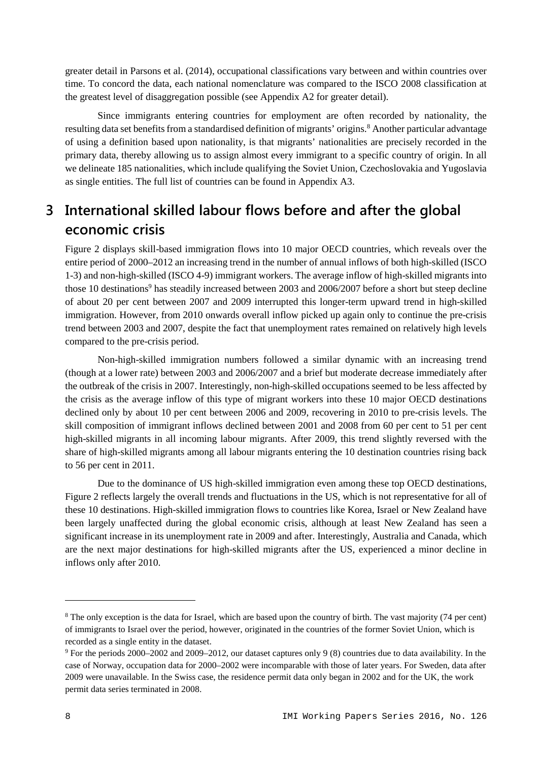greater detail in Parsons et al. (2014), occupational classifications vary between and within countries over time. To concord the data, each national nomenclature was compared to the ISCO 2008 classification at the greatest level of disaggregation possible (see Appendix A2 for greater detail).

Since immigrants entering countries for employment are often recorded by nationality, the resulting data set benefits from a standardised definition of migrants' origins.[8] Another particular advantage of using a definition based upon nationality, is that migrants' nationalities are precisely recorded in the primary data, thereby allowing us to assign almost every immigrant to a specific country of origin. In all we delineate 185 nationalities, which include qualifying the Soviet Union, Czechoslovakia and Yugoslavia as single entities. The full list of countries can be found in Appendix A3.

## 3 International skilled labour flows before and after the global economic crisis

Figure 2 displays skill-based immigration flows into 10 major OECD countries, which reveals over the entire period of 2000–2012 an increasing trend in the number of annual inflows of both high-skilled (ISCO 1-3) and non-high-skilled (ISCO 4-9) immigrant workers. The average inflow of high-skilled migrants into those 10 destinations[9] has steadily increased between 2003 and 2006/2007 before a short but steep decline of about 20 per cent between 2007 and 2009 interrupted this longer-term upward trend in high-skilled immigration. However, from 2010 onwards overall inflow picked up again only to continue the pre-crisis trend between 2003 and 2007, despite the fact that unemployment rates remained on relatively high levels compared to the pre-crisis period.

Non-high-skilled immigration numbers followed a similar dynamic with an increasing trend (though at a lower rate) between 2003 and 2006/2007 and a brief but moderate decrease immediately after the outbreak of the crisis in 2007. Interestingly, non-high-skilled occupations seemed to be less affected by the crisis as the average inflow of this type of migrant workers into these 10 major OECD destinations declined only by about 10 per cent between 2006 and 2009, recovering in 2010 to pre-crisis levels. The skill composition of immigrant inflows declined between 2001 and 2008 from 60 per cent to 51 per cent high-skilled migrants in all incoming labour migrants. After 2009, this trend slightly reversed with the share of high-skilled migrants among all labour migrants entering the 10 destination countries rising back to 56 per cent in 2011.

Due to the dominance of US high-skilled immigration even among these top OECD destinations, Figure 2 reflects largely the overall trends and fluctuations in the US, which is not representative for all of these 10 destinations. High-skilled immigration flows to countries like Korea, Israel or New Zealand have been largely unaffected during the global economic crisis, although at least New Zealand has seen a significant increase in its unemployment rate in 2009 and after. Interestingly, Australia and Canada, which are the next major destinations for high-skilled migrants after the US, experienced a minor decline in inflows only after 2010.

---

[8] The only exception is the data for Israel, which are based upon the country of birth. The vast majority (74 per cent) of immigrants to Israel over the period, however, originated in the countries of the former Soviet Union, which is recorded as a single entity in the dataset.

[9] For the periods 2000–2002 and 2009–2012, our dataset captures only 9 (8) countries due to data availability. In the case of Norway, occupation data for 2000–2002 were incomparable with those of later years. For Sweden, data after 2009 were unavailable. In the Swiss case, the residence permit data only began in 2002 and for the UK, the work permit data series terminated in 2008.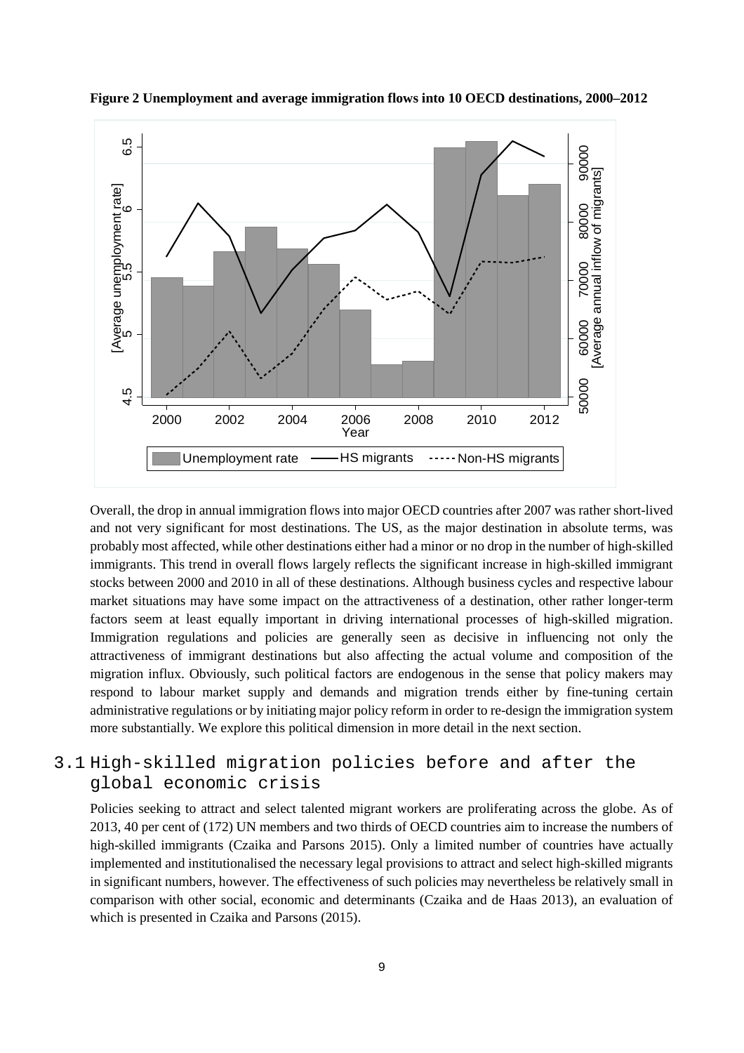**Figure 2 Unemployment and average immigration flows into 10 OECD destinations, 2000–2012**

Overall, the drop in annual immigration flows into major OECD countries after 2007 was rather short-lived and not very significant for most destinations. The US, as the major destination in absolute terms, was probably most affected, while other destinations either had a minor or no drop in the number of high-skilled immigrants. This trend in overall flows largely reflects the significant increase in high-skilled immigrant stocks between 2000 and 2010 in all of these destinations. Although business cycles and respective labour market situations may have some impact on the attractiveness of a destination, other rather longer-term factors seem at least equally important in driving international processes of high-skilled migration. Immigration regulations and policies are generally seen as decisive in influencing not only the attractiveness of immigrant destinations but also affecting the actual volume and composition of the migration influx. Obviously, such political factors are endogenous in the sense that policy makers may respond to labour market supply and demands and migration trends either by fine-tuning certain administrative regulations or by initiating major policy reform in order to re-design the immigration system more substantially. We explore this political dimension in more detail in the next section.

## 3.1 High-skilled migration policies before and after the global economic crisis

Policies seeking to attract and select talented migrant workers are proliferating across the globe. As of 2013, 40 per cent of (172) UN members and two thirds of OECD countries aim to increase the numbers of high-skilled immigrants (Czaika and Parsons 2015). Only a limited number of countries have actually implemented and institutionalised the necessary legal provisions to attract and select high-skilled migrants in significant numbers, however. The effectiveness of such policies may nevertheless be relatively small in comparison with other social, economic and determinants (Czaika and de Haas 2013), an evaluation of which is presented in Czaika and Parsons (2015).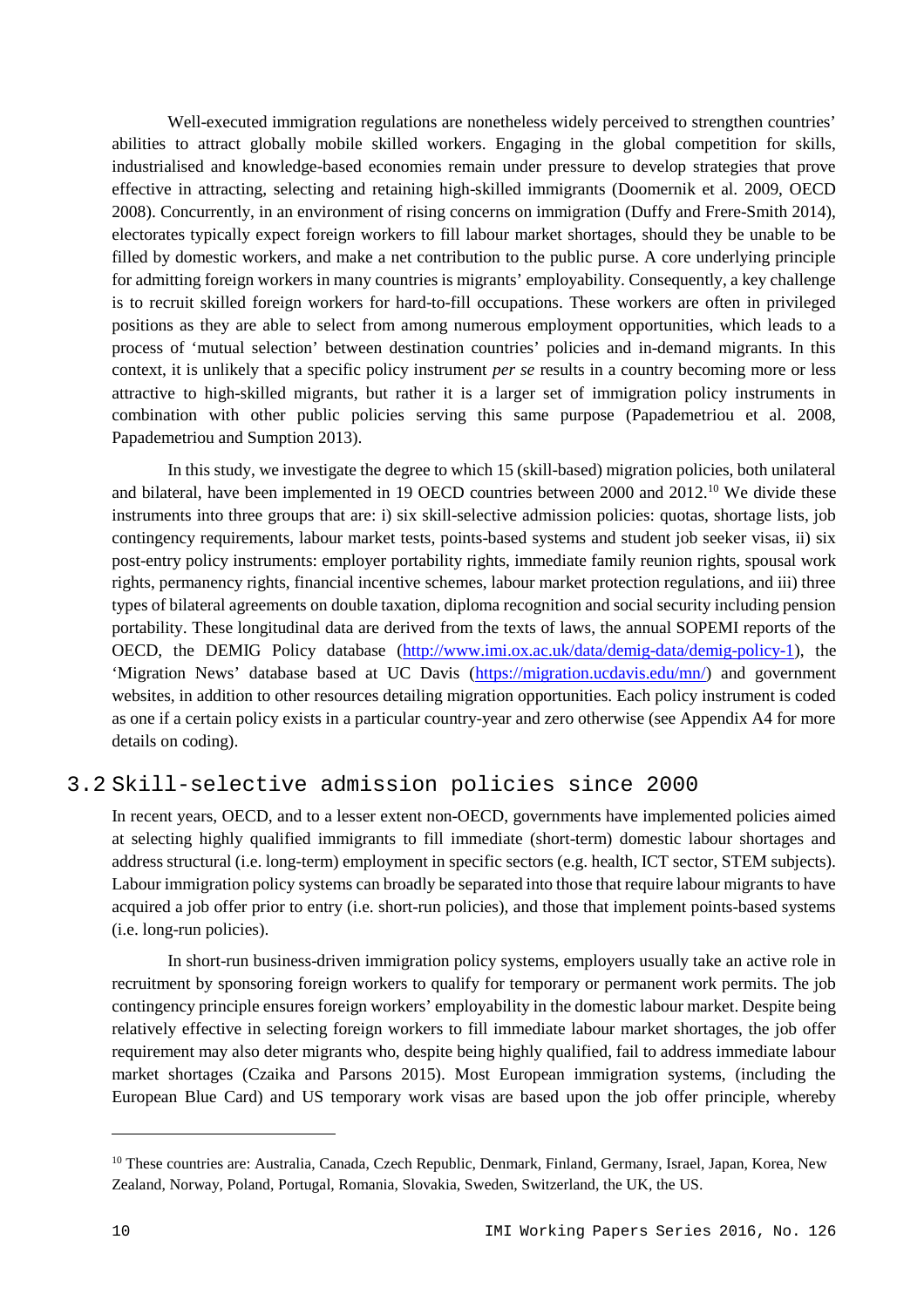Well-executed immigration regulations are nonetheless widely perceived to strengthen countries' abilities to attract globally mobile skilled workers. Engaging in the global competition for skills, industrialised and knowledge-based economies remain under pressure to develop strategies that prove effective in attracting, selecting and retaining high-skilled immigrants (Doomernik et al. 2009, OECD 2008). Concurrently, in an environment of rising concerns on immigration (Duffy and Frere-Smith 2014), electorates typically expect foreign workers to fill labour market shortages, should they be unable to be filled by domestic workers, and make a net contribution to the public purse. A core underlying principle for admitting foreign workers in many countries is migrants' employability. Consequently, a key challenge is to recruit skilled foreign workers for hard-to-fill occupations. These workers are often in privileged positions as they are able to select from among numerous employment opportunities, which leads to a process of 'mutual selection' between destination countries' policies and in-demand migrants. In this context, it is unlikely that a specific policy instrument *per se* results in a country becoming more or less attractive to high-skilled migrants, but rather it is a larger set of immigration policy instruments in combination with other public policies serving this same purpose (Papademetriou et al. 2008, Papademetriou and Sumption 2013).

In this study, we investigate the degree to which 15 (skill-based) migration policies, both unilateral and bilateral, have been implemented in 19 OECD countries between 2000 and 2012.[10] We divide these instruments into three groups that are: i) six skill-selective admission policies: quotas, shortage lists, job contingency requirements, labour market tests, points-based systems and student job seeker visas, ii) six post-entry policy instruments: employer portability rights, immediate family reunion rights, spousal work rights, permanency rights, financial incentive schemes, labour market protection regulations, and iii) three types of bilateral agreements on double taxation, diploma recognition and social security including pension portability. These longitudinal data are derived from the texts of laws, the annual SOPEMI reports of the OECD, the DEMIG Policy database (http://www.imi.ox.ac.uk/data/demig-data/demig-policy-1), the 'Migration News' database based at UC Davis (https://migration.ucdavis.edu/mn/) and government websites, in addition to other resources detailing migration opportunities. Each policy instrument is coded as one if a certain policy exists in a particular country-year and zero otherwise (see Appendix A4 for more details on coding).

## 3.2 Skill-selective admission policies since 2000

In recent years, OECD, and to a lesser extent non-OECD, governments have implemented policies aimed at selecting highly qualified immigrants to fill immediate (short-term) domestic labour shortages and address structural (i.e. long-term) employment in specific sectors (e.g. health, ICT sector, STEM subjects). Labour immigration policy systems can broadly be separated into those that require labour migrants to have acquired a job offer prior to entry (i.e. short-run policies), and those that implement points-based systems (i.e. long-run policies).

In short-run business-driven immigration policy systems, employers usually take an active role in recruitment by sponsoring foreign workers to qualify for temporary or permanent work permits. The job contingency principle ensures foreign workers' employability in the domestic labour market. Despite being relatively effective in selecting foreign workers to fill immediate labour market shortages, the job offer requirement may also deter migrants who, despite being highly qualified, fail to address immediate labour market shortages (Czaika and Parsons 2015). Most European immigration systems, (including the European Blue Card) and US temporary work visas are based upon the job offer principle, whereby

[10] These countries are: Australia, Canada, Czech Republic, Denmark, Finland, Germany, Israel, Japan, Korea, New Zealand, Norway, Poland, Portugal, Romania, Slovakia, Sweden, Switzerland, the UK, the US.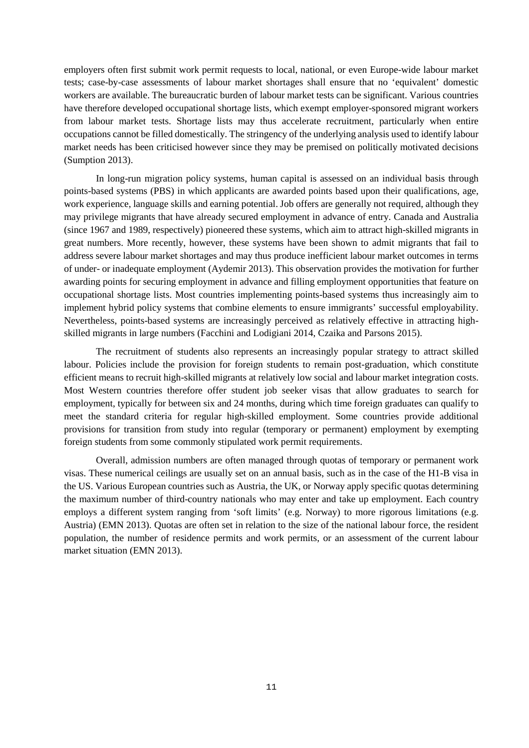employers often first submit work permit requests to local, national, or even Europe-wide labour market tests; case-by-case assessments of labour market shortages shall ensure that no 'equivalent' domestic workers are available. The bureaucratic burden of labour market tests can be significant. Various countries have therefore developed occupational shortage lists, which exempt employer-sponsored migrant workers from labour market tests. Shortage lists may thus accelerate recruitment, particularly when entire occupations cannot be filled domestically. The stringency of the underlying analysis used to identify labour market needs has been criticised however since they may be premised on politically motivated decisions (Sumption 2013).

In long-run migration policy systems, human capital is assessed on an individual basis through points-based systems (PBS) in which applicants are awarded points based upon their qualifications, age, work experience, language skills and earning potential. Job offers are generally not required, although they may privilege migrants that have already secured employment in advance of entry. Canada and Australia (since 1967 and 1989, respectively) pioneered these systems, which aim to attract high-skilled migrants in great numbers. More recently, however, these systems have been shown to admit migrants that fail to address severe labour market shortages and may thus produce inefficient labour market outcomes in terms of under- or inadequate employment (Aydemir 2013). This observation provides the motivation for further awarding points for securing employment in advance and filling employment opportunities that feature on occupational shortage lists. Most countries implementing points-based systems thus increasingly aim to implement hybrid policy systems that combine elements to ensure immigrants' successful employability. Nevertheless, points-based systems are increasingly perceived as relatively effective in attracting high-skilled migrants in large numbers (Facchini and Lodigiani 2014, Czaika and Parsons 2015).

The recruitment of students also represents an increasingly popular strategy to attract skilled labour. Policies include the provision for foreign students to remain post-graduation, which constitute efficient means to recruit high-skilled migrants at relatively low social and labour market integration costs. Most Western countries therefore offer student job seeker visas that allow graduates to search for employment, typically for between six and 24 months, during which time foreign graduates can qualify to meet the standard criteria for regular high-skilled employment. Some countries provide additional provisions for transition from study into regular (temporary or permanent) employment by exempting foreign students from some commonly stipulated work permit requirements.

Overall, admission numbers are often managed through quotas of temporary or permanent work visas. These numerical ceilings are usually set on an annual basis, such as in the case of the H1-B visa in the US. Various European countries such as Austria, the UK, or Norway apply specific quotas determining the maximum number of third-country nationals who may enter and take up employment. Each country employs a different system ranging from 'soft limits' (e.g. Norway) to more rigorous limitations (e.g. Austria) (EMN 2013). Quotas are often set in relation to the size of the national labour force, the resident population, the number of residence permits and work permits, or an assessment of the current labour market situation (EMN 2013).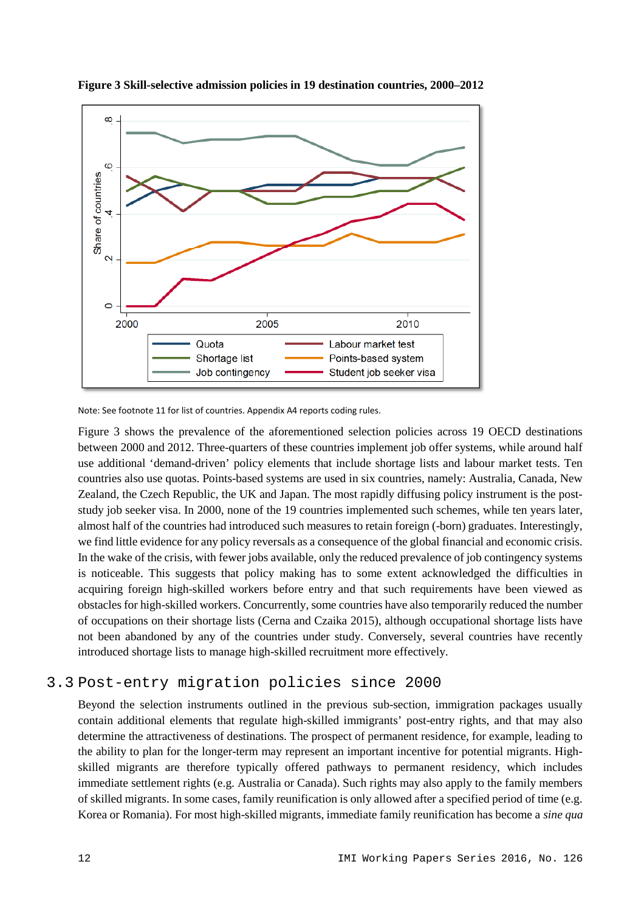**Figure 3 Skill-selective admission policies in 19 destination countries, 2000–2012**

Note: See footnote 11 for list of countries. Appendix A4 reports coding rules.

Figure 3 shows the prevalence of the aforementioned selection policies across 19 OECD destinations between 2000 and 2012. Three-quarters of these countries implement job offer systems, while around half use additional 'demand-driven' policy elements that include shortage lists and labour market tests. Ten countries also use quotas. Points-based systems are used in six countries, namely: Australia, Canada, New Zealand, the Czech Republic, the UK and Japan. The most rapidly diffusing policy instrument is the post-study job seeker visa. In 2000, none of the 19 countries implemented such schemes, while ten years later, almost half of the countries had introduced such measures to retain foreign (-born) graduates. Interestingly, we find little evidence for any policy reversals as a consequence of the global financial and economic crisis. In the wake of the crisis, with fewer jobs available, only the reduced prevalence of job contingency systems is noticeable. This suggests that policy making has to some extent acknowledged the difficulties in acquiring foreign high-skilled workers before entry and that such requirements have been viewed as obstacles for high-skilled workers. Concurrently, some countries have also temporarily reduced the number of occupations on their shortage lists (Cerna and Czaika 2015), although occupational shortage lists have not been abandoned by any of the countries under study. Conversely, several countries have recently introduced shortage lists to manage high-skilled recruitment more effectively.

## 3.3 Post-entry migration policies since 2000

Beyond the selection instruments outlined in the previous sub-section, immigration packages usually contain additional elements that regulate high-skilled immigrants' post-entry rights, and that may also determine the attractiveness of destinations. The prospect of permanent residence, for example, leading to the ability to plan for the longer-term may represent an important incentive for potential migrants. High-skilled migrants are therefore typically offered pathways to permanent residency, which includes immediate settlement rights (e.g. Australia or Canada). Such rights may also apply to the family members of skilled migrants. In some cases, family reunification is only allowed after a specified period of time (e.g. Korea or Romania). For most high-skilled migrants, immediate family reunification has become a *sine qua*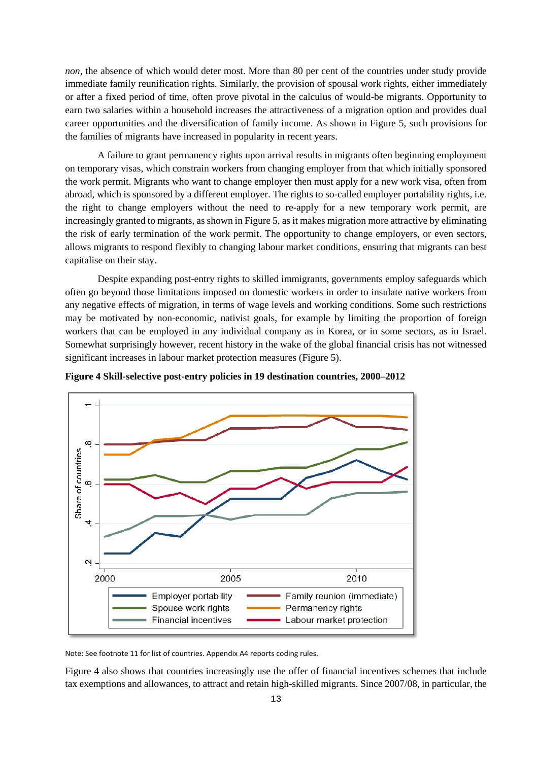*non*, the absence of which would deter most. More than 80 per cent of the countries under study provide immediate family reunification rights. Similarly, the provision of spousal work rights, either immediately or after a fixed period of time, often prove pivotal in the calculus of would-be migrants. Opportunity to earn two salaries within a household increases the attractiveness of a migration option and provides dual career opportunities and the diversification of family income. As shown in Figure 5, such provisions for the families of migrants have increased in popularity in recent years.

A failure to grant permanency rights upon arrival results in migrants often beginning employment on temporary visas, which constrain workers from changing employer from that which initially sponsored the work permit. Migrants who want to change employer then must apply for a new work visa, often from abroad, which is sponsored by a different employer. The rights to so-called employer portability rights, i.e. the right to change employers without the need to re-apply for a new temporary work permit, are increasingly granted to migrants, as shown in Figure 5, as it makes migration more attractive by eliminating the risk of early termination of the work permit. The opportunity to change employers, or even sectors, allows migrants to respond flexibly to changing labour market conditions, ensuring that migrants can best capitalise on their stay.

Despite expanding post-entry rights to skilled immigrants, governments employ safeguards which often go beyond those limitations imposed on domestic workers in order to insulate native workers from any negative effects of migration, in terms of wage levels and working conditions. Some such restrictions may be motivated by non-economic, nativist goals, for example by limiting the proportion of foreign workers that can be employed in any individual company as in Korea, or in some sectors, as in Israel. Somewhat surprisingly however, recent history in the wake of the global financial crisis has not witnessed significant increases in labour market protection measures (Figure 5).

**Figure 4 Skill-selective post-entry policies in 19 destination countries, 2000–2012**

Share of countries
.2
.4
.6
.8
1
2000
2005
2010
Employer portability
Spouse work rights
Financial incentives
Family reunion (immediate)
Permanency rights
Labour market protection

Note: See footnote 11 for list of countries. Appendix A4 reports coding rules.

Figure 4 also shows that countries increasingly use the offer of financial incentives schemes that include tax exemptions and allowances, to attract and retain high-skilled migrants. Since 2007/08, in particular, the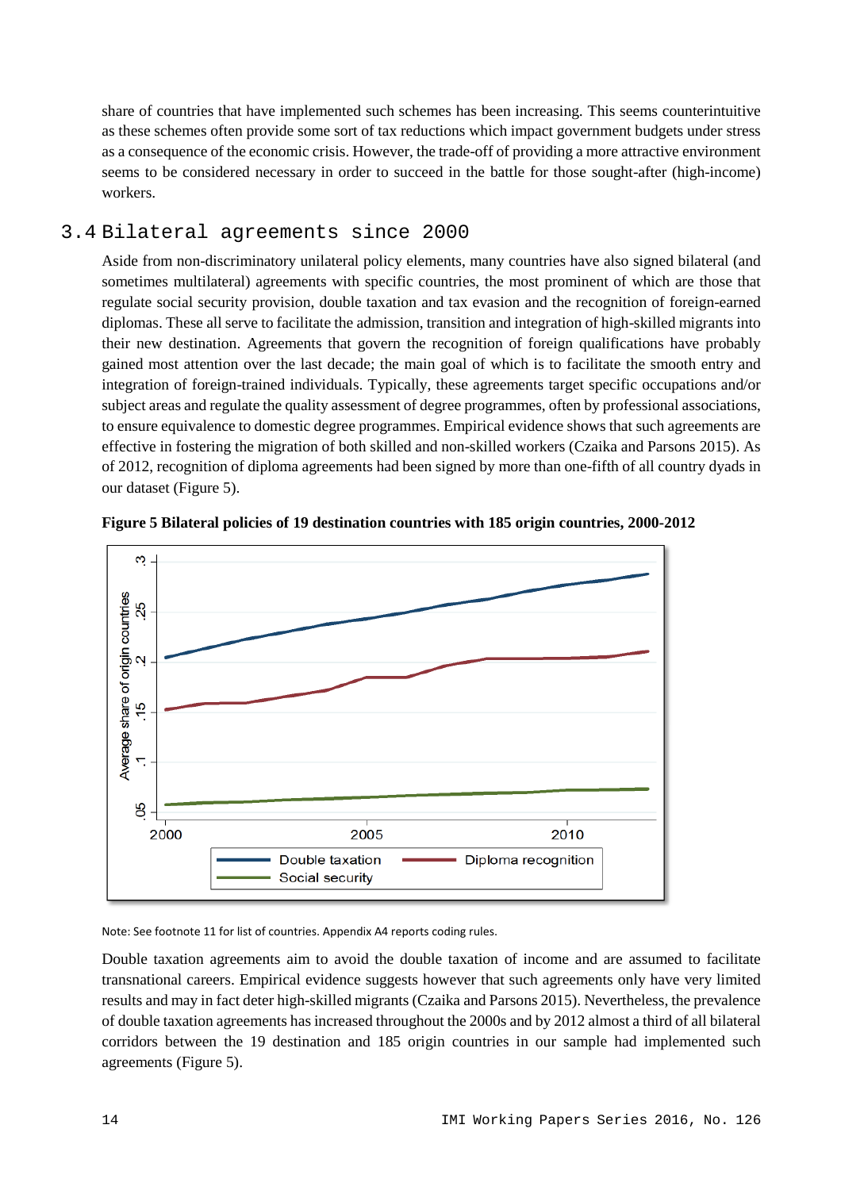share of countries that have implemented such schemes has been increasing. This seems counterintuitive as these schemes often provide some sort of tax reductions which impact government budgets under stress as a consequence of the economic crisis. However, the trade-off of providing a more attractive environment seems to be considered necessary in order to succeed in the battle for those sought-after (high-income) workers.

## 3.4 Bilateral agreements since 2000

Aside from non-discriminatory unilateral policy elements, many countries have also signed bilateral (and sometimes multilateral) agreements with specific countries, the most prominent of which are those that regulate social security provision, double taxation and tax evasion and the recognition of foreign-earned diplomas. These all serve to facilitate the admission, transition and integration of high-skilled migrants into their new destination. Agreements that govern the recognition of foreign qualifications have probably gained most attention over the last decade; the main goal of which is to facilitate the smooth entry and integration of foreign-trained individuals. Typically, these agreements target specific occupations and/or subject areas and regulate the quality assessment of degree programmes, often by professional associations, to ensure equivalence to domestic degree programmes. Empirical evidence shows that such agreements are effective in fostering the migration of both skilled and non-skilled workers (Czaika and Parsons 2015). As of 2012, recognition of diploma agreements had been signed by more than one-fifth of all country dyads in our dataset (Figure 5).

**Figure 5 Bilateral policies of 19 destination countries with 185 origin countries, 2000-2012**

Note: See footnote 11 for list of countries. Appendix A4 reports coding rules.

Double taxation agreements aim to avoid the double taxation of income and are assumed to facilitate transnational careers. Empirical evidence suggests however that such agreements only have very limited results and may in fact deter high-skilled migrants (Czaika and Parsons 2015). Nevertheless, the prevalence of double taxation agreements has increased throughout the 2000s and by 2012 almost a third of all bilateral corridors between the 19 destination and 185 origin countries in our sample had implemented such agreements (Figure 5).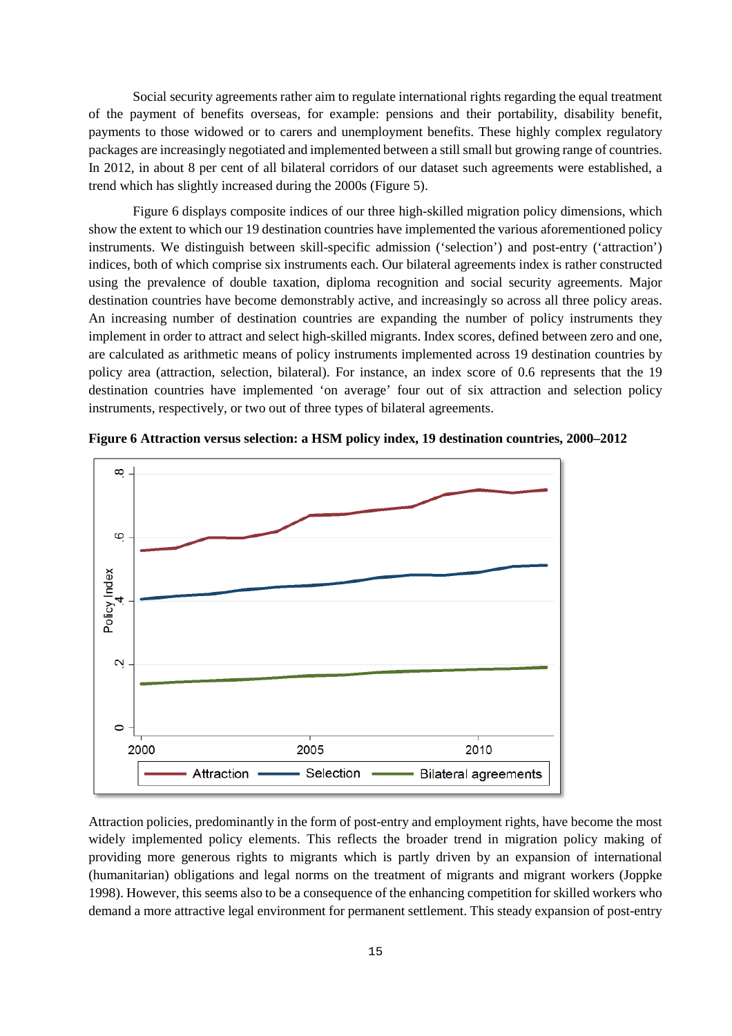Social security agreements rather aim to regulate international rights regarding the equal treatment of the payment of benefits overseas, for example: pensions and their portability, disability benefit, payments to those widowed or to carers and unemployment benefits. These highly complex regulatory packages are increasingly negotiated and implemented between a still small but growing range of countries. In 2012, in about 8 per cent of all bilateral corridors of our dataset such agreements were established, a trend which has slightly increased during the 2000s (Figure 5).

Figure 6 displays composite indices of our three high-skilled migration policy dimensions, which show the extent to which our 19 destination countries have implemented the various aforementioned policy instruments. We distinguish between skill-specific admission ('selection') and post-entry ('attraction') indices, both of which comprise six instruments each. Our bilateral agreements index is rather constructed using the prevalence of double taxation, diploma recognition and social security agreements. Major destination countries have become demonstrably active, and increasingly so across all three policy areas. An increasing number of destination countries are expanding the number of policy instruments they implement in order to attract and select high-skilled migrants. Index scores, defined between zero and one, are calculated as arithmetic means of policy instruments implemented across 19 destination countries by policy area (attraction, selection, bilateral). For instance, an index score of 0.6 represents that the 19 destination countries have implemented 'on average' four out of six attraction and selection policy instruments, respectively, or two out of three types of bilateral agreements.

**Figure 6 Attraction versus selection: a HSM policy index, 19 destination countries, 2000–2012**

Attraction policies, predominantly in the form of post-entry and employment rights, have become the most widely implemented policy elements. This reflects the broader trend in migration policy making of providing more generous rights to migrants which is partly driven by an expansion of international (humanitarian) obligations and legal norms on the treatment of migrants and migrant workers (Joppke 1998). However, this seems also to be a consequence of the enhancing competition for skilled workers who demand a more attractive legal environment for permanent settlement. This steady expansion of post-entry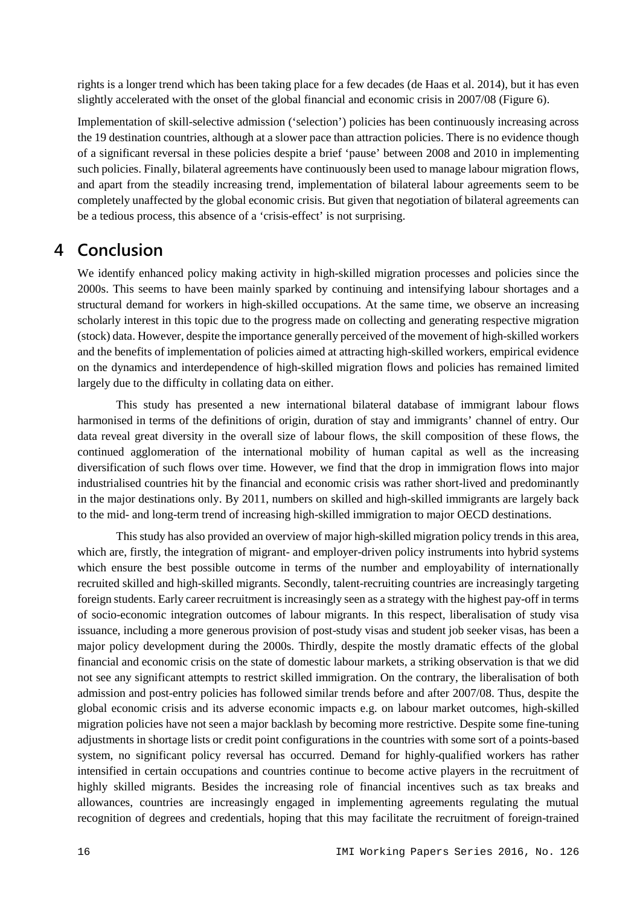rights is a longer trend which has been taking place for a few decades (de Haas et al. 2014), but it has even slightly accelerated with the onset of the global financial and economic crisis in 2007/08 (Figure 6).

Implementation of skill-selective admission ('selection') policies has been continuously increasing across the 19 destination countries, although at a slower pace than attraction policies. There is no evidence though of a significant reversal in these policies despite a brief 'pause' between 2008 and 2010 in implementing such policies. Finally, bilateral agreements have continuously been used to manage labour migration flows, and apart from the steadily increasing trend, implementation of bilateral labour agreements seem to be completely unaffected by the global economic crisis. But given that negotiation of bilateral agreements can be a tedious process, this absence of a 'crisis-effect' is not surprising.

# 4 Conclusion

We identify enhanced policy making activity in high-skilled migration processes and policies since the 2000s. This seems to have been mainly sparked by continuing and intensifying labour shortages and a structural demand for workers in high-skilled occupations. At the same time, we observe an increasing scholarly interest in this topic due to the progress made on collecting and generating respective migration (stock) data. However, despite the importance generally perceived of the movement of high-skilled workers and the benefits of implementation of policies aimed at attracting high-skilled workers, empirical evidence on the dynamics and interdependence of high-skilled migration flows and policies has remained limited largely due to the difficulty in collating data on either.

This study has presented a new international bilateral database of immigrant labour flows harmonised in terms of the definitions of origin, duration of stay and immigrants' channel of entry. Our data reveal great diversity in the overall size of labour flows, the skill composition of these flows, the continued agglomeration of the international mobility of human capital as well as the increasing diversification of such flows over time. However, we find that the drop in immigration flows into major industrialised countries hit by the financial and economic crisis was rather short-lived and predominantly in the major destinations only. By 2011, numbers on skilled and high-skilled immigrants are largely back to the mid- and long-term trend of increasing high-skilled immigration to major OECD destinations.

This study has also provided an overview of major high-skilled migration policy trends in this area, which are, firstly, the integration of migrant- and employer-driven policy instruments into hybrid systems which ensure the best possible outcome in terms of the number and employability of internationally recruited skilled and high-skilled migrants. Secondly, talent-recruiting countries are increasingly targeting foreign students. Early career recruitment is increasingly seen as a strategy with the highest pay-off in terms of socio-economic integration outcomes of labour migrants. In this respect, liberalisation of study visa issuance, including a more generous provision of post-study visas and student job seeker visas, has been a major policy development during the 2000s. Thirdly, despite the mostly dramatic effects of the global financial and economic crisis on the state of domestic labour markets, a striking observation is that we did not see any significant attempts to restrict skilled immigration. On the contrary, the liberalisation of both admission and post-entry policies has followed similar trends before and after 2007/08. Thus, despite the global economic crisis and its adverse economic impacts e.g. on labour market outcomes, high-skilled migration policies have not seen a major backlash by becoming more restrictive. Despite some fine-tuning adjustments in shortage lists or credit point configurations in the countries with some sort of a points-based system, no significant policy reversal has occurred. Demand for highly-qualified workers has rather intensified in certain occupations and countries continue to become active players in the recruitment of highly skilled migrants. Besides the increasing role of financial incentives such as tax breaks and allowances, countries are increasingly engaged in implementing agreements regulating the mutual recognition of degrees and credentials, hoping that this may facilitate the recruitment of foreign-trained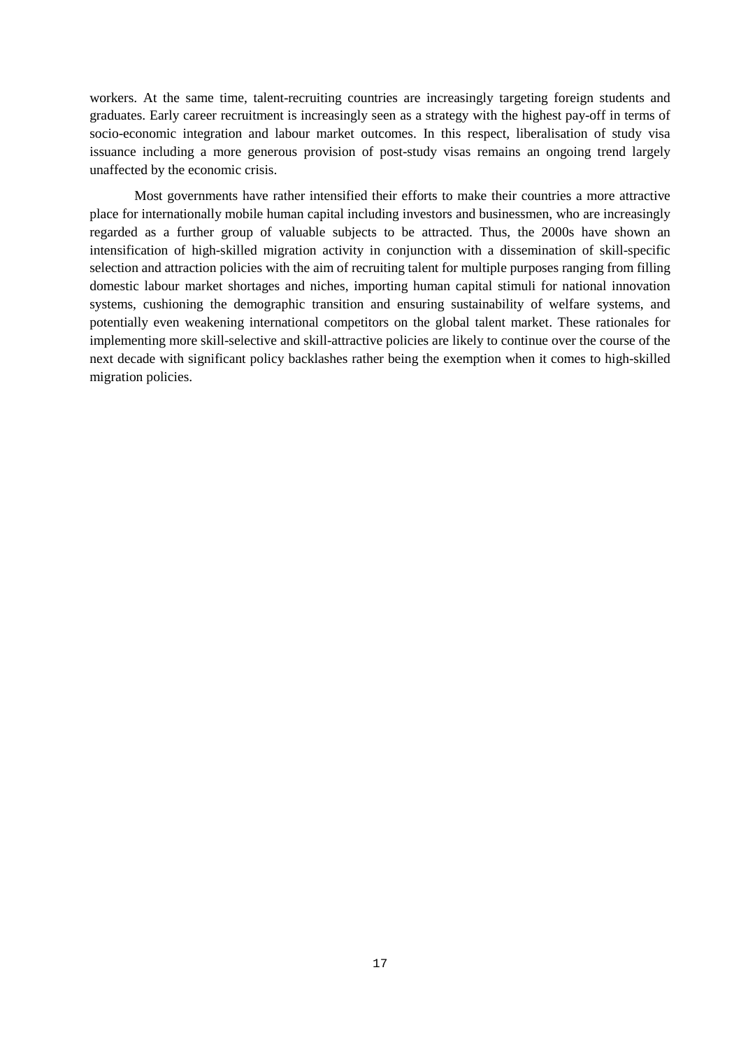workers. At the same time, talent-recruiting countries are increasingly targeting foreign students and graduates. Early career recruitment is increasingly seen as a strategy with the highest pay-off in terms of socio-economic integration and labour market outcomes. In this respect, liberalisation of study visa issuance including a more generous provision of post-study visas remains an ongoing trend largely unaffected by the economic crisis.

Most governments have rather intensified their efforts to make their countries a more attractive place for internationally mobile human capital including investors and businessmen, who are increasingly regarded as a further group of valuable subjects to be attracted. Thus, the 2000s have shown an intensification of high-skilled migration activity in conjunction with a dissemination of skill-specific selection and attraction policies with the aim of recruiting talent for multiple purposes ranging from filling domestic labour market shortages and niches, importing human capital stimuli for national innovation systems, cushioning the demographic transition and ensuring sustainability of welfare systems, and potentially even weakening international competitors on the global talent market. These rationales for implementing more skill-selective and skill-attractive policies are likely to continue over the course of the next decade with significant policy backlashes rather being the exemption when it comes to high-skilled migration policies.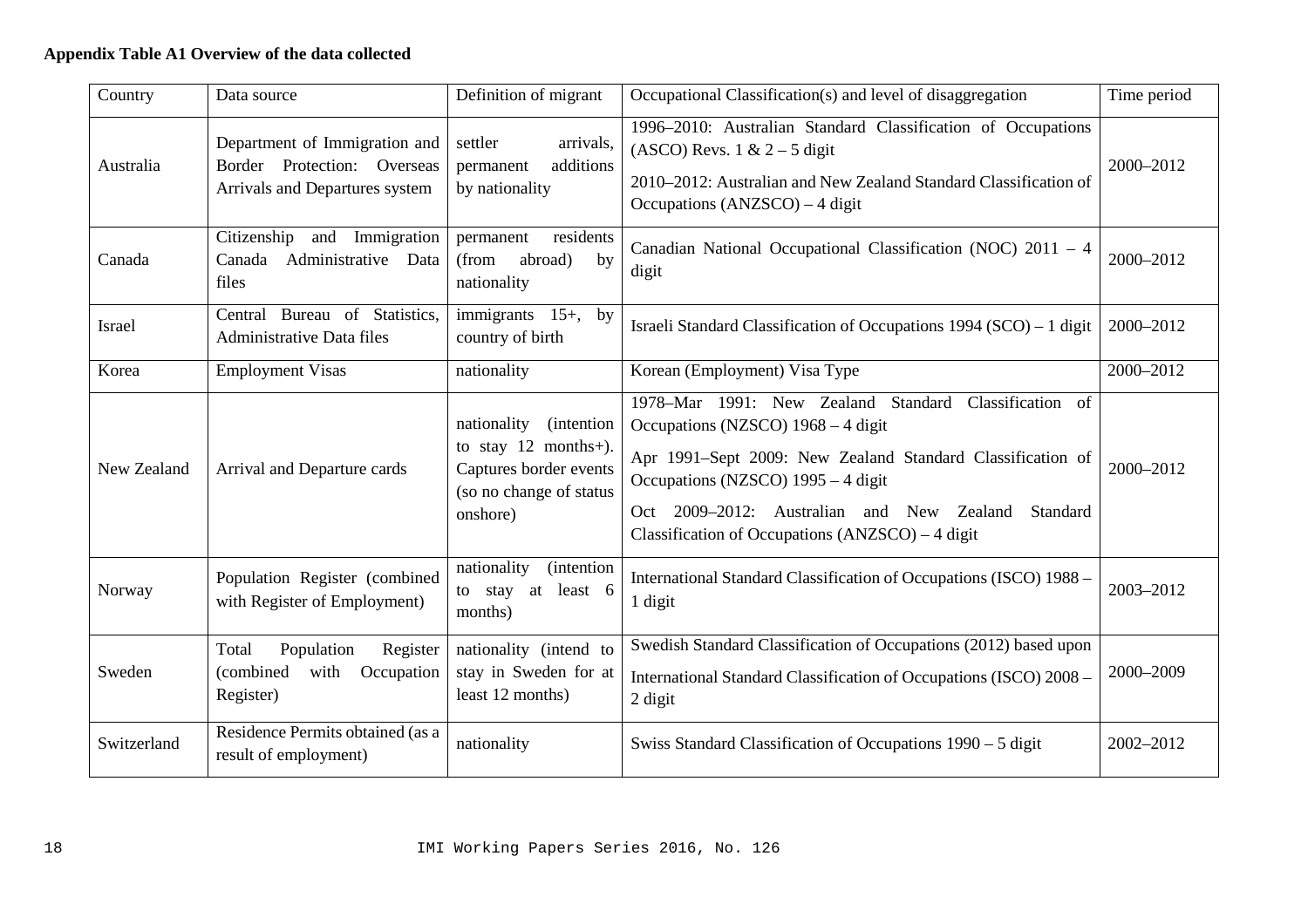**Appendix Table A1 Overview of the data collected**

| Country | Data source | Definition of migrant | Occupational Classification(s) and level of disaggregation | Time period |
|---|---|---|---|---|
| Australia | Department of Immigration and Border Protection: Overseas Arrivals and Departures system | settler arrivals, permanent additions by nationality | 1996–2010: Australian Standard Classification of Occupations (ASCO) Revs. 1 & 2 – 5 digit<br>2010–2012: Australian and New Zealand Standard Classification of Occupations (ANZSCO) – 4 digit | 2000–2012 |
| Canada | Citizenship and Immigration Canada Administrative Data files | permanent residents (from abroad) by nationality | Canadian National Occupational Classification (NOC) 2011 – 4 digit | 2000–2012 |
| Israel | Central Bureau of Statistics, Administrative Data files | immigrants 15+, by country of birth | Israeli Standard Classification of Occupations 1994 (SCO) – 1 digit | 2000–2012 |
| Korea | Employment Visas | nationality | Korean (Employment) Visa Type | 2000–2012 |
| New Zealand | Arrival and Departure cards | nationality (intention to stay 12 months+). Captures border events (so no change of status onshore) | 1978–Mar 1991: New Zealand Standard Classification of Occupations (NZSCO) 1968 – 4 digit<br>Apr 1991–Sept 2009: New Zealand Standard Classification of Occupations (NZSCO) 1995 – 4 digit<br>Oct 2009–2012: Australian and New Zealand Standard Classification of Occupations (ANZSCO) – 4 digit | 2000–2012 |
| Norway | Population Register (combined with Register of Employment) | nationality (intention to stay at least 6 months) | International Standard Classification of Occupations (ISCO) 1988 – 1 digit | 2003–2012 |
| Sweden | Total Population Register (combined with Occupation Register) | nationality (intend to stay in Sweden for at least 12 months) | Swedish Standard Classification of Occupations (2012) based upon<br>International Standard Classification of Occupations (ISCO) 2008 – 2 digit | 2000–2009 |
| Switzerland | Residence Permits obtained (as a result of employment) | nationality | Swiss Standard Classification of Occupations 1990 – 5 digit | 2002–2012 |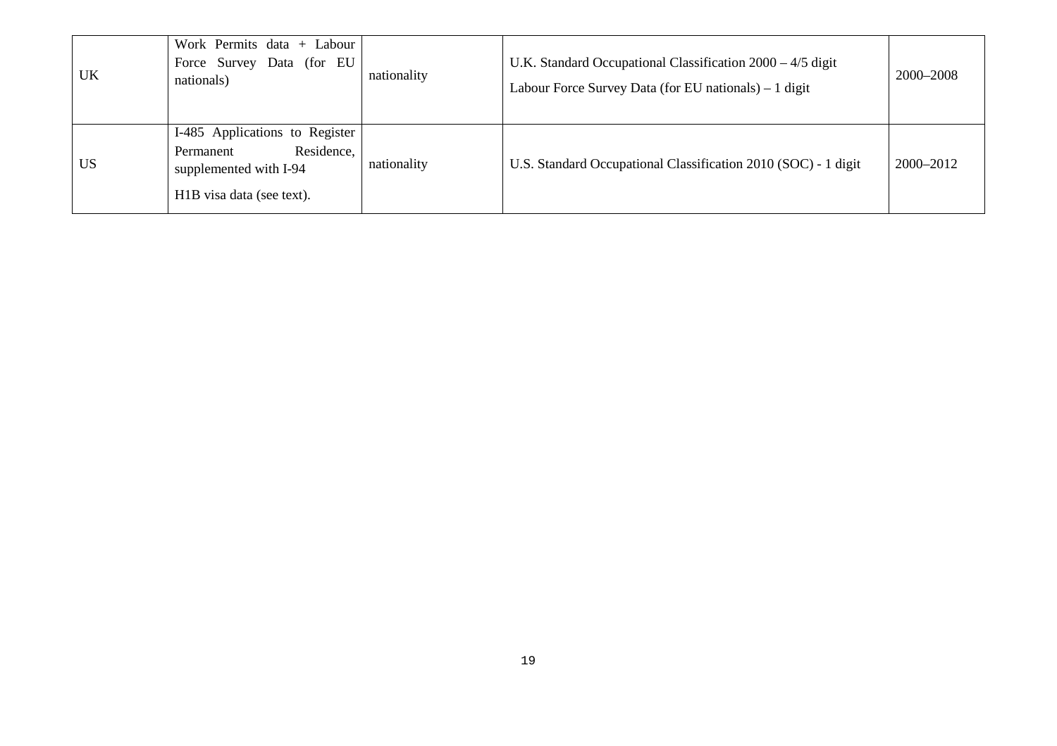| | | | | |
|---|---|---|---|---|
| UK | Work Permits data + Labour Force Survey Data (for EU nationals) | nationality | U.K. Standard Occupational Classification 2000 – 4/5 digit<br>Labour Force Survey Data (for EU nationals) – 1 digit | 2000–2008 |
| US | I-485 Applications to Register Permanent Residence, supplemented with I-94<br>H1B visa data (see text). | nationality | U.S. Standard Occupational Classification 2010 (SOC) - 1 digit | 2000–2012 |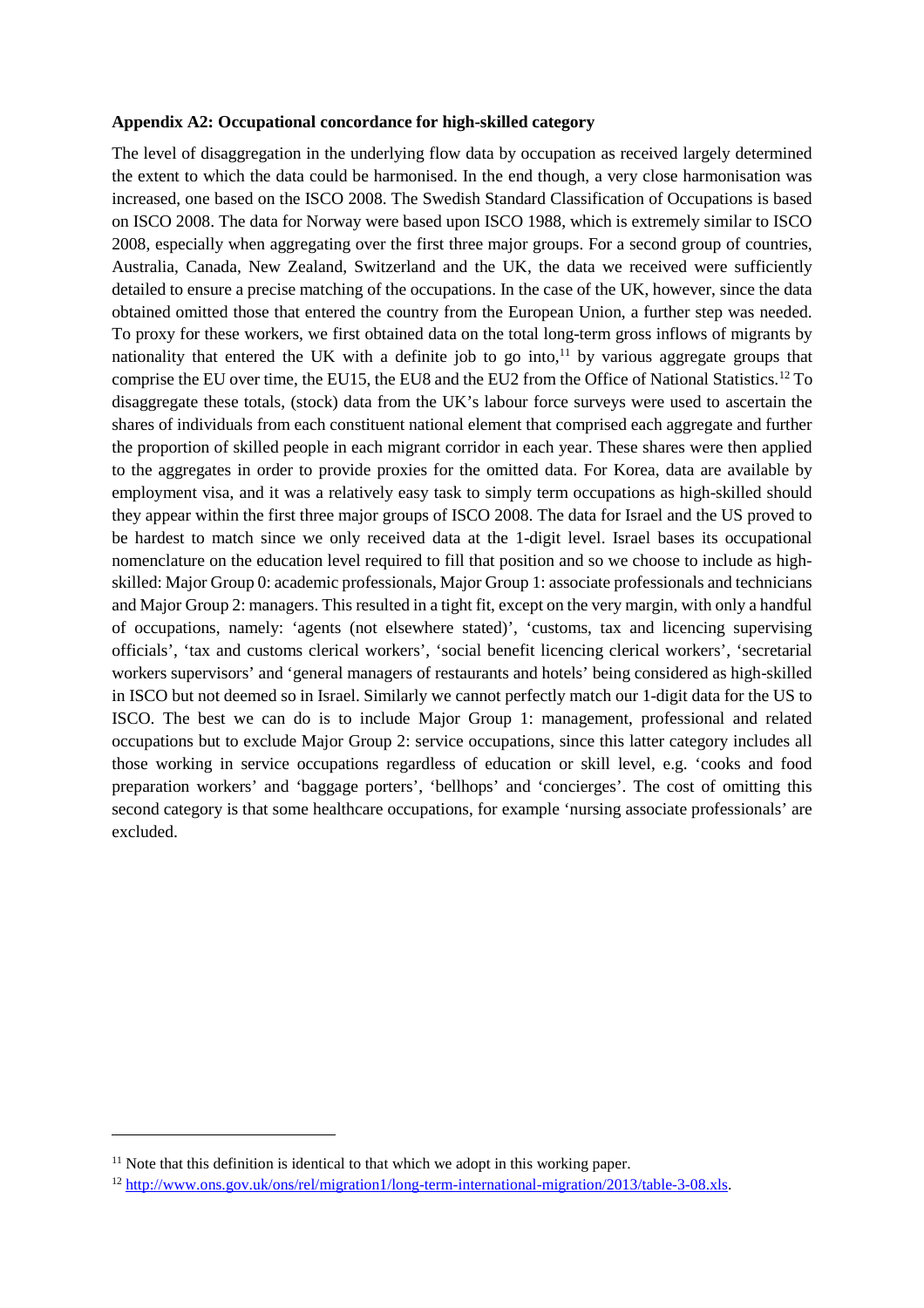**Appendix A2: Occupational concordance for high-skilled category**

The level of disaggregation in the underlying flow data by occupation as received largely determined the extent to which the data could be harmonised. In the end though, a very close harmonisation was increased, one based on the ISCO 2008. The Swedish Standard Classification of Occupations is based on ISCO 2008. The data for Norway were based upon ISCO 1988, which is extremely similar to ISCO 2008, especially when aggregating over the first three major groups. For a second group of countries, Australia, Canada, New Zealand, Switzerland and the UK, the data we received were sufficiently detailed to ensure a precise matching of the occupations. In the case of the UK, however, since the data obtained omitted those that entered the country from the European Union, a further step was needed. To proxy for these workers, we first obtained data on the total long-term gross inflows of migrants by nationality that entered the UK with a definite job to go into,[11] by various aggregate groups that comprise the EU over time, the EU15, the EU8 and the EU2 from the Office of National Statistics.[12] To disaggregate these totals, (stock) data from the UK's labour force surveys were used to ascertain the shares of individuals from each constituent national element that comprised each aggregate and further the proportion of skilled people in each migrant corridor in each year. These shares were then applied to the aggregates in order to provide proxies for the omitted data. For Korea, data are available by employment visa, and it was a relatively easy task to simply term occupations as high-skilled should they appear within the first three major groups of ISCO 2008. The data for Israel and the US proved to be hardest to match since we only received data at the 1-digit level. Israel bases its occupational nomenclature on the education level required to fill that position and so we choose to include as high-skilled: Major Group 0: academic professionals, Major Group 1: associate professionals and technicians and Major Group 2: managers. This resulted in a tight fit, except on the very margin, with only a handful of occupations, namely: 'agents (not elsewhere stated)', 'customs, tax and licencing supervising officials', 'tax and customs clerical workers', 'social benefit licencing clerical workers', 'secretarial workers supervisors' and 'general managers of restaurants and hotels' being considered as high-skilled in ISCO but not deemed so in Israel. Similarly we cannot perfectly match our 1-digit data for the US to ISCO. The best we can do is to include Major Group 1: management, professional and related occupations but to exclude Major Group 2: service occupations, since this latter category includes all those working in service occupations regardless of education or skill level, e.g. 'cooks and food preparation workers' and 'baggage porters', 'bellhops' and 'concierges'. The cost of omitting this second category is that some healthcare occupations, for example 'nursing associate professionals' are excluded.

---

[11] Note that this definition is identical to that which we adopt in this working paper.

[12] http://www.ons.gov.uk/ons/rel/migration1/long-term-international-migration/2013/table-3-08.xls.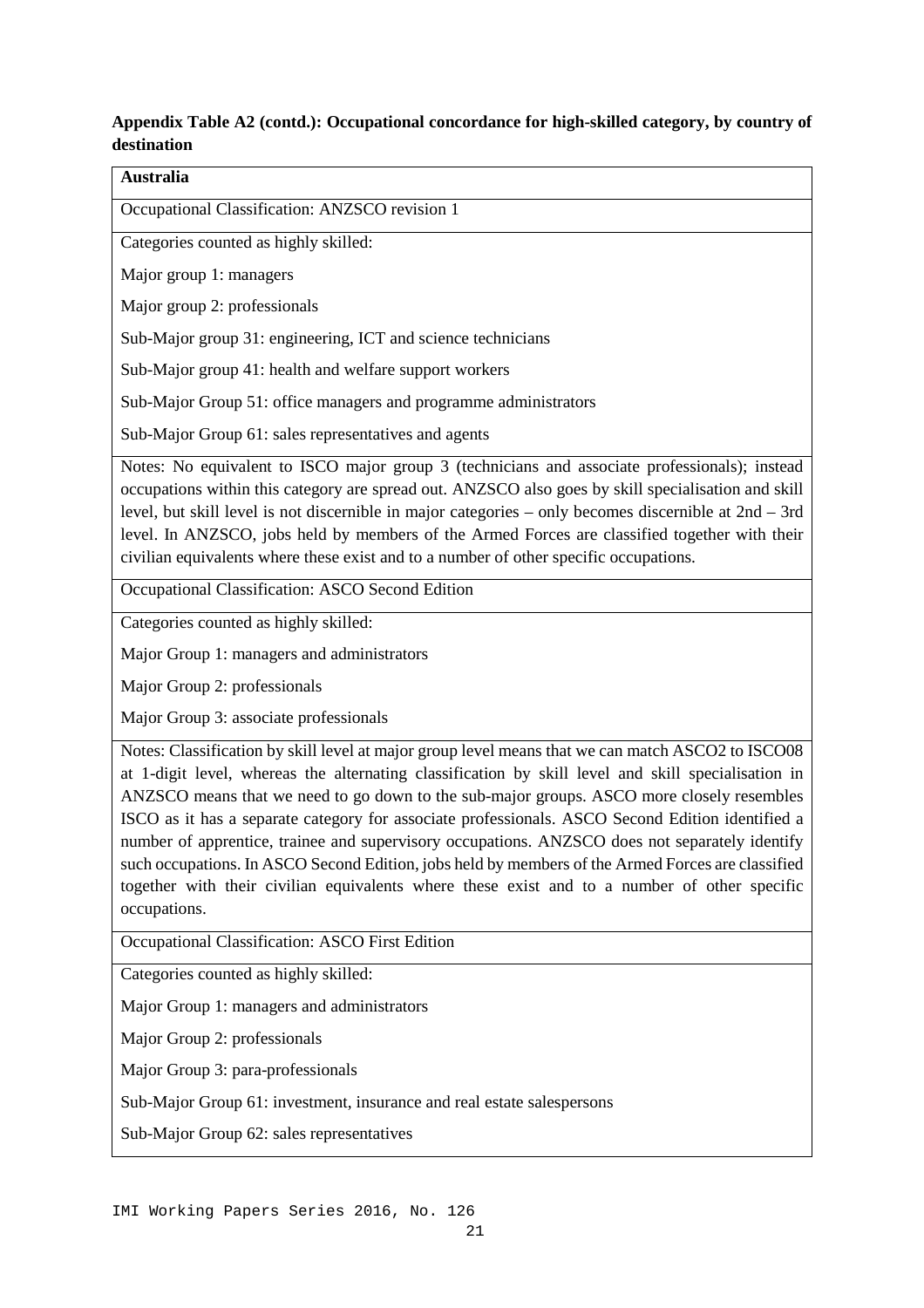**Appendix Table A2 (contd.): Occupational concordance for high-skilled category, by country of destination**

| **Australia** |
|---|
| Occupational Classification: ANZSCO revision 1 |
| Categories counted as highly skilled:<br><br>Major group 1: managers<br><br>Major group 2: professionals<br><br>Sub-Major group 31: engineering, ICT and science technicians<br><br>Sub-Major group 41: health and welfare support workers<br><br>Sub-Major Group 51: office managers and programme administrators<br><br>Sub-Major Group 61: sales representatives and agents |
| Notes: No equivalent to ISCO major group 3 (technicians and associate professionals); instead occupations within this category are spread out. ANZSCO also goes by skill specialisation and skill level, but skill level is not discernible in major categories – only becomes discernible at 2nd – 3rd level. In ANZSCO, jobs held by members of the Armed Forces are classified together with their civilian equivalents where these exist and to a number of other specific occupations. |
| Occupational Classification: ASCO Second Edition |
| Categories counted as highly skilled:<br><br>Major Group 1: managers and administrators<br><br>Major Group 2: professionals<br><br>Major Group 3: associate professionals |
| Notes: Classification by skill level at major group level means that we can match ASCO2 to ISCO08 at 1-digit level, whereas the alternating classification by skill level and skill specialisation in ANZSCO means that we need to go down to the sub-major groups. ASCO more closely resembles ISCO as it has a separate category for associate professionals. ASCO Second Edition identified a number of apprentice, trainee and supervisory occupations. ANZSCO does not separately identify such occupations. In ASCO Second Edition, jobs held by members of the Armed Forces are classified together with their civilian equivalents where these exist and to a number of other specific occupations. |
| Occupational Classification: ASCO First Edition |
| Categories counted as highly skilled:<br><br>Major Group 1: managers and administrators<br><br>Major Group 2: professionals<br><br>Major Group 3: para-professionals<br><br>Sub-Major Group 61: investment, insurance and real estate salespersons<br><br>Sub-Major Group 62: sales representatives |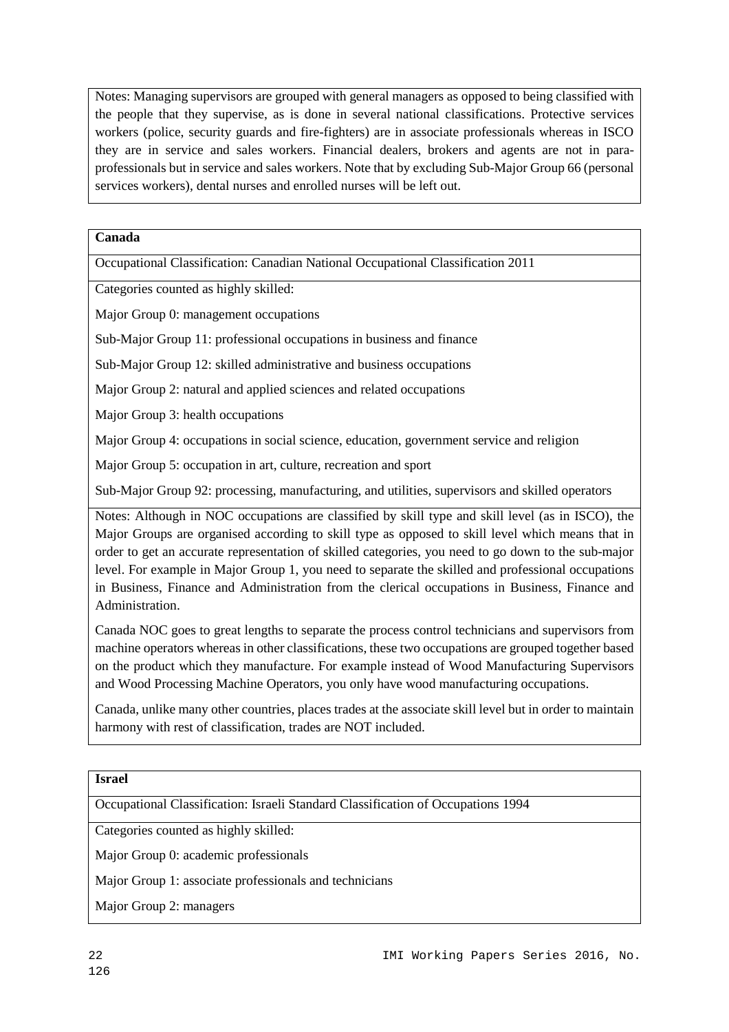Notes: Managing supervisors are grouped with general managers as opposed to being classified with the people that they supervise, as is done in several national classifications. Protective services workers (police, security guards and fire-fighters) are in associate professionals whereas in ISCO they are in service and sales workers. Financial dealers, brokers and agents are not in para-professionals but in service and sales workers. Note that by excluding Sub-Major Group 66 (personal services workers), dental nurses and enrolled nurses will be left out.

**Canada**

Occupational Classification: Canadian National Occupational Classification 2011

Categories counted as highly skilled:

Major Group 0: management occupations

Sub-Major Group 11: professional occupations in business and finance

Sub-Major Group 12: skilled administrative and business occupations

Major Group 2: natural and applied sciences and related occupations

Major Group 3: health occupations

Major Group 4: occupations in social science, education, government service and religion

Major Group 5: occupation in art, culture, recreation and sport

Sub-Major Group 92: processing, manufacturing, and utilities, supervisors and skilled operators

Notes: Although in NOC occupations are classified by skill type and skill level (as in ISCO), the Major Groups are organised according to skill type as opposed to skill level which means that in order to get an accurate representation of skilled categories, you need to go down to the sub-major level. For example in Major Group 1, you need to separate the skilled and professional occupations in Business, Finance and Administration from the clerical occupations in Business, Finance and Administration.

Canada NOC goes to great lengths to separate the process control technicians and supervisors from machine operators whereas in other classifications, these two occupations are grouped together based on the product which they manufacture. For example instead of Wood Manufacturing Supervisors and Wood Processing Machine Operators, you only have wood manufacturing occupations.

Canada, unlike many other countries, places trades at the associate skill level but in order to maintain harmony with rest of classification, trades are NOT included.

**Israel**

Occupational Classification: Israeli Standard Classification of Occupations 1994

Categories counted as highly skilled:

Major Group 0: academic professionals

Major Group 1: associate professionals and technicians

Major Group 2: managers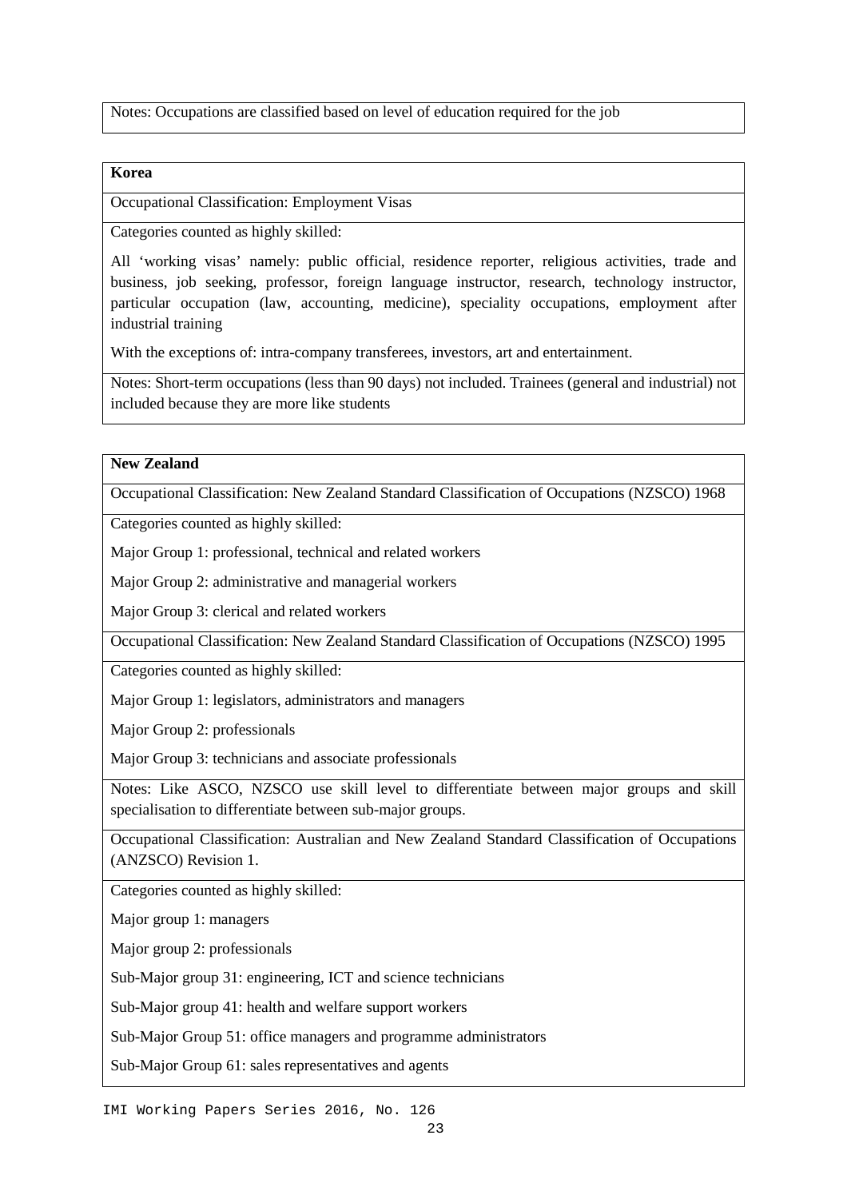Notes: Occupations are classified based on level of education required for the job

**Korea**

Occupational Classification: Employment Visas

Categories counted as highly skilled:

All 'working visas' namely: public official, residence reporter, religious activities, trade and business, job seeking, professor, foreign language instructor, research, technology instructor, particular occupation (law, accounting, medicine), speciality occupations, employment after industrial training

With the exceptions of: intra-company transferees, investors, art and entertainment.

Notes: Short-term occupations (less than 90 days) not included. Trainees (general and industrial) not included because they are more like students

**New Zealand**

Occupational Classification: New Zealand Standard Classification of Occupations (NZSCO) 1968

Categories counted as highly skilled:

Major Group 1: professional, technical and related workers

Major Group 2: administrative and managerial workers

Major Group 3: clerical and related workers

Occupational Classification: New Zealand Standard Classification of Occupations (NZSCO) 1995

Categories counted as highly skilled:

Major Group 1: legislators, administrators and managers

Major Group 2: professionals

Major Group 3: technicians and associate professionals

Notes: Like ASCO, NZSCO use skill level to differentiate between major groups and skill specialisation to differentiate between sub-major groups.

Occupational Classification: Australian and New Zealand Standard Classification of Occupations (ANZSCO) Revision 1.

Categories counted as highly skilled:

Major group 1: managers

Major group 2: professionals

Sub-Major group 31: engineering, ICT and science technicians

Sub-Major group 41: health and welfare support workers

Sub-Major Group 51: office managers and programme administrators

Sub-Major Group 61: sales representatives and agents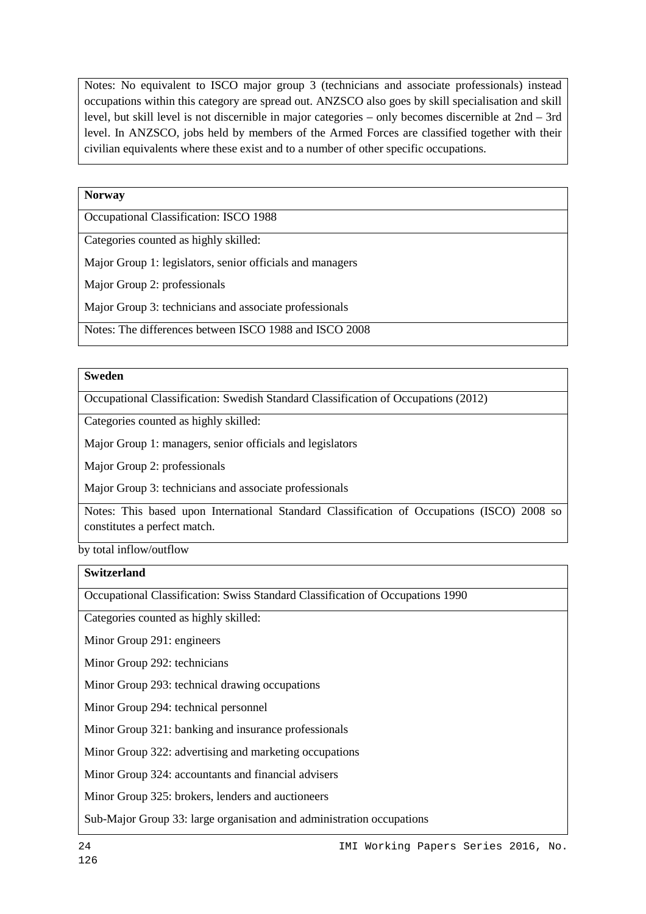| Notes: No equivalent to ISCO major group 3 (technicians and associate professionals) instead occupations within this category are spread out. ANZSCO also goes by skill specialisation and skill level, but skill level is not discernible in major categories – only becomes discernible at 2nd – 3rd level. In ANZSCO, jobs held by members of the Armed Forces are classified together with their civilian equivalents where these exist and to a number of other specific occupations. |
|---|

| **Norway** |
|---|
| Occupational Classification: ISCO 1988 |
| Categories counted as highly skilled:<br>Major Group 1: legislators, senior officials and managers<br>Major Group 2: professionals<br>Major Group 3: technicians and associate professionals |
| Notes: The differences between ISCO 1988 and ISCO 2008 |

| **Sweden** |
|---|
| Occupational Classification: Swedish Standard Classification of Occupations (2012) |
| Categories counted as highly skilled:<br>Major Group 1: managers, senior officials and legislators<br>Major Group 2: professionals<br>Major Group 3: technicians and associate professionals |
| Notes: This based upon International Standard Classification of Occupations (ISCO) 2008 so constitutes a perfect match. |

by total inflow/outflow

| **Switzerland** |
|---|
| Occupational Classification: Swiss Standard Classification of Occupations 1990 |
| Categories counted as highly skilled:<br>Minor Group 291: engineers<br>Minor Group 292: technicians<br>Minor Group 293: technical drawing occupations<br>Minor Group 294: technical personnel<br>Minor Group 321: banking and insurance professionals<br>Minor Group 322: advertising and marketing occupations<br>Minor Group 324: accountants and financial advisers<br>Minor Group 325: brokers, lenders and auctioneers<br>Sub-Major Group 33: large organisation and administration occupations |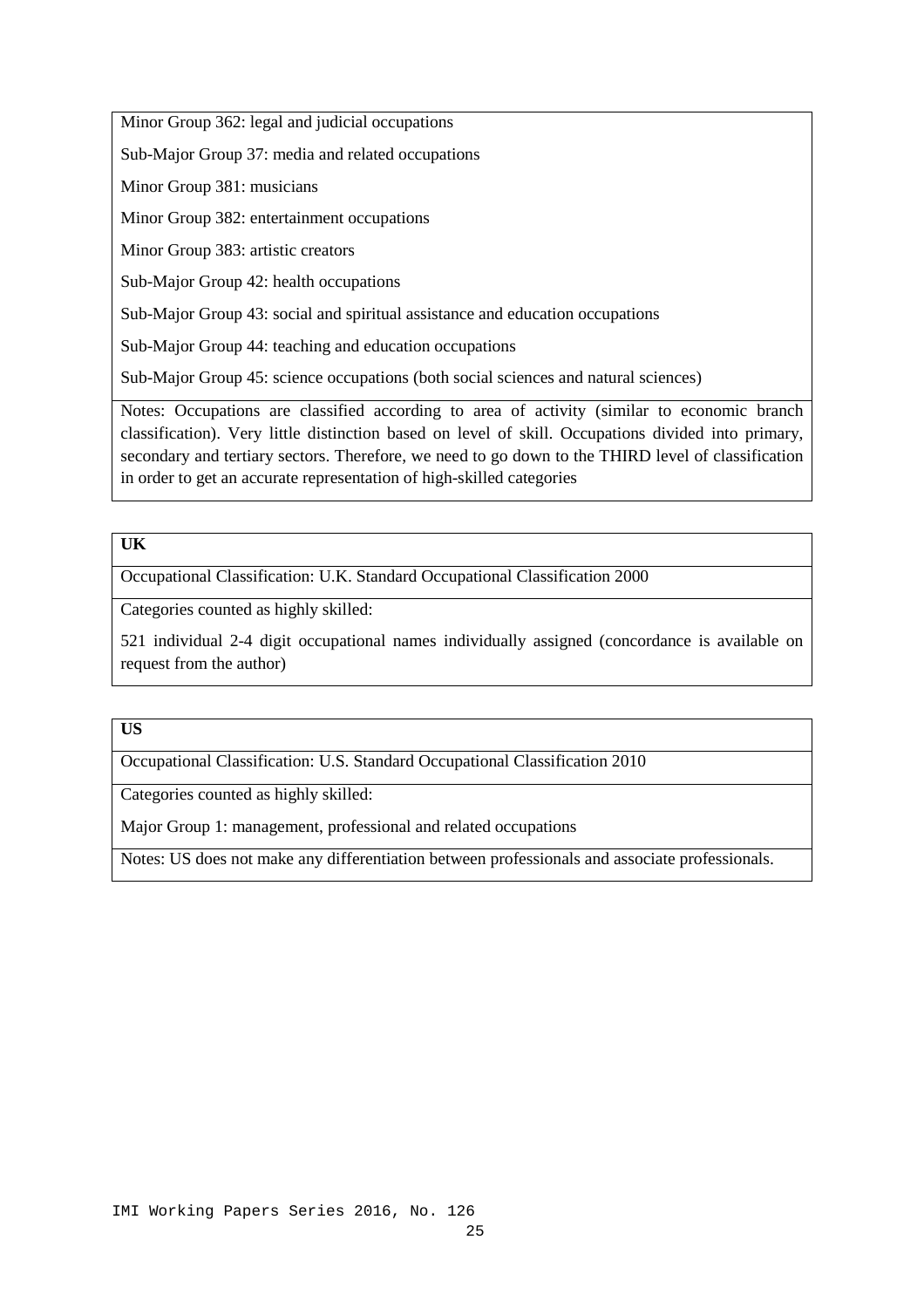| Minor Group 362: legal and judicial occupations |
|---|
| Sub-Major Group 37: media and related occupations |
| Minor Group 381: musicians |
| Minor Group 382: entertainment occupations |
| Minor Group 383: artistic creators |
| Sub-Major Group 42: health occupations |
| Sub-Major Group 43: social and spiritual assistance and education occupations |
| Sub-Major Group 44: teaching and education occupations |
| Sub-Major Group 45: science occupations (both social sciences and natural sciences) |
| Notes: Occupations are classified according to area of activity (similar to economic branch classification). Very little distinction based on level of skill. Occupations divided into primary, secondary and tertiary sectors. Therefore, we need to go down to the THIRD level of classification in order to get an accurate representation of high-skilled categories |

| **UK** |
|---|
| Occupational Classification: U.K. Standard Occupational Classification 2000 |
| Categories counted as highly skilled:<br>521 individual 2-4 digit occupational names individually assigned (concordance is available on request from the author) |

| **US** |
|---|
| Occupational Classification: U.S. Standard Occupational Classification 2010 |
| Categories counted as highly skilled:<br>Major Group 1: management, professional and related occupations |
| Notes: US does not make any differentiation between professionals and associate professionals. |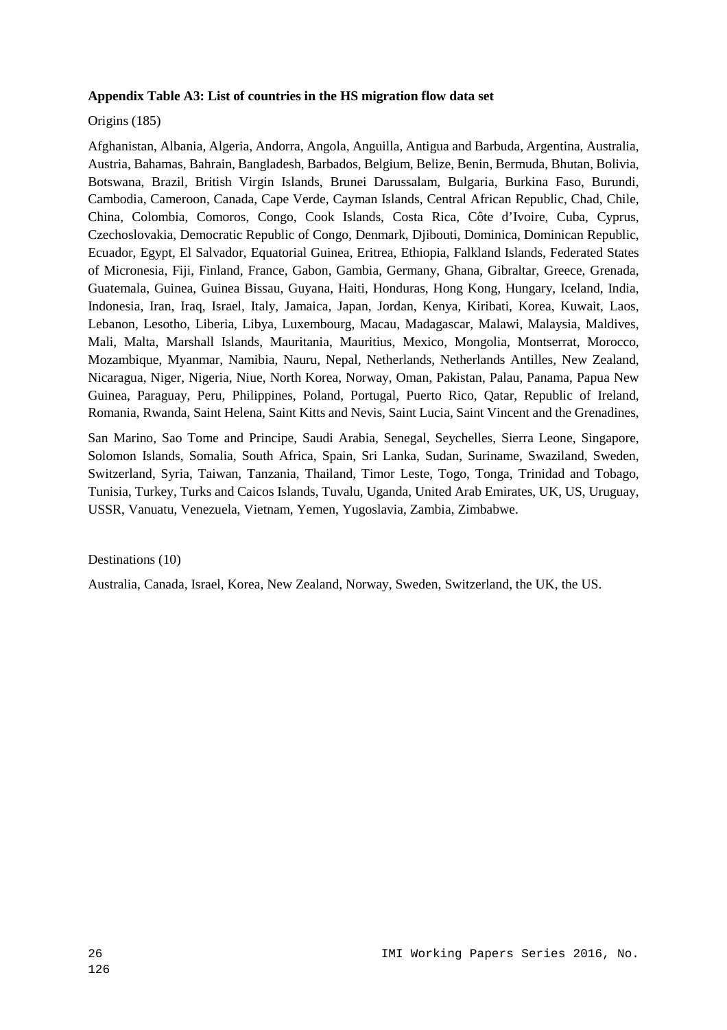**Appendix Table A3: List of countries in the HS migration flow data set**

Origins (185)

Afghanistan, Albania, Algeria, Andorra, Angola, Anguilla, Antigua and Barbuda, Argentina, Australia, Austria, Bahamas, Bahrain, Bangladesh, Barbados, Belgium, Belize, Benin, Bermuda, Bhutan, Bolivia, Botswana, Brazil, British Virgin Islands, Brunei Darussalam, Bulgaria, Burkina Faso, Burundi, Cambodia, Cameroon, Canada, Cape Verde, Cayman Islands, Central African Republic, Chad, Chile, China, Colombia, Comoros, Congo, Cook Islands, Costa Rica, Côte d'Ivoire, Cuba, Cyprus, Czechoslovakia, Democratic Republic of Congo, Denmark, Djibouti, Dominica, Dominican Republic, Ecuador, Egypt, El Salvador, Equatorial Guinea, Eritrea, Ethiopia, Falkland Islands, Federated States of Micronesia, Fiji, Finland, France, Gabon, Gambia, Germany, Ghana, Gibraltar, Greece, Grenada, Guatemala, Guinea, Guinea Bissau, Guyana, Haiti, Honduras, Hong Kong, Hungary, Iceland, India, Indonesia, Iran, Iraq, Israel, Italy, Jamaica, Japan, Jordan, Kenya, Kiribati, Korea, Kuwait, Laos, Lebanon, Lesotho, Liberia, Libya, Luxembourg, Macau, Madagascar, Malawi, Malaysia, Maldives, Mali, Malta, Marshall Islands, Mauritania, Mauritius, Mexico, Mongolia, Montserrat, Morocco, Mozambique, Myanmar, Namibia, Nauru, Nepal, Netherlands, Netherlands Antilles, New Zealand, Nicaragua, Niger, Nigeria, Niue, North Korea, Norway, Oman, Pakistan, Palau, Panama, Papua New Guinea, Paraguay, Peru, Philippines, Poland, Portugal, Puerto Rico, Qatar, Republic of Ireland, Romania, Rwanda, Saint Helena, Saint Kitts and Nevis, Saint Lucia, Saint Vincent and the Grenadines,

San Marino, Sao Tome and Principe, Saudi Arabia, Senegal, Seychelles, Sierra Leone, Singapore, Solomon Islands, Somalia, South Africa, Spain, Sri Lanka, Sudan, Suriname, Swaziland, Sweden, Switzerland, Syria, Taiwan, Tanzania, Thailand, Timor Leste, Togo, Tonga, Trinidad and Tobago, Tunisia, Turkey, Turks and Caicos Islands, Tuvalu, Uganda, United Arab Emirates, UK, US, Uruguay, USSR, Vanuatu, Venezuela, Vietnam, Yemen, Yugoslavia, Zambia, Zimbabwe.

Destinations (10)

Australia, Canada, Israel, Korea, New Zealand, Norway, Sweden, Switzerland, the UK, the US.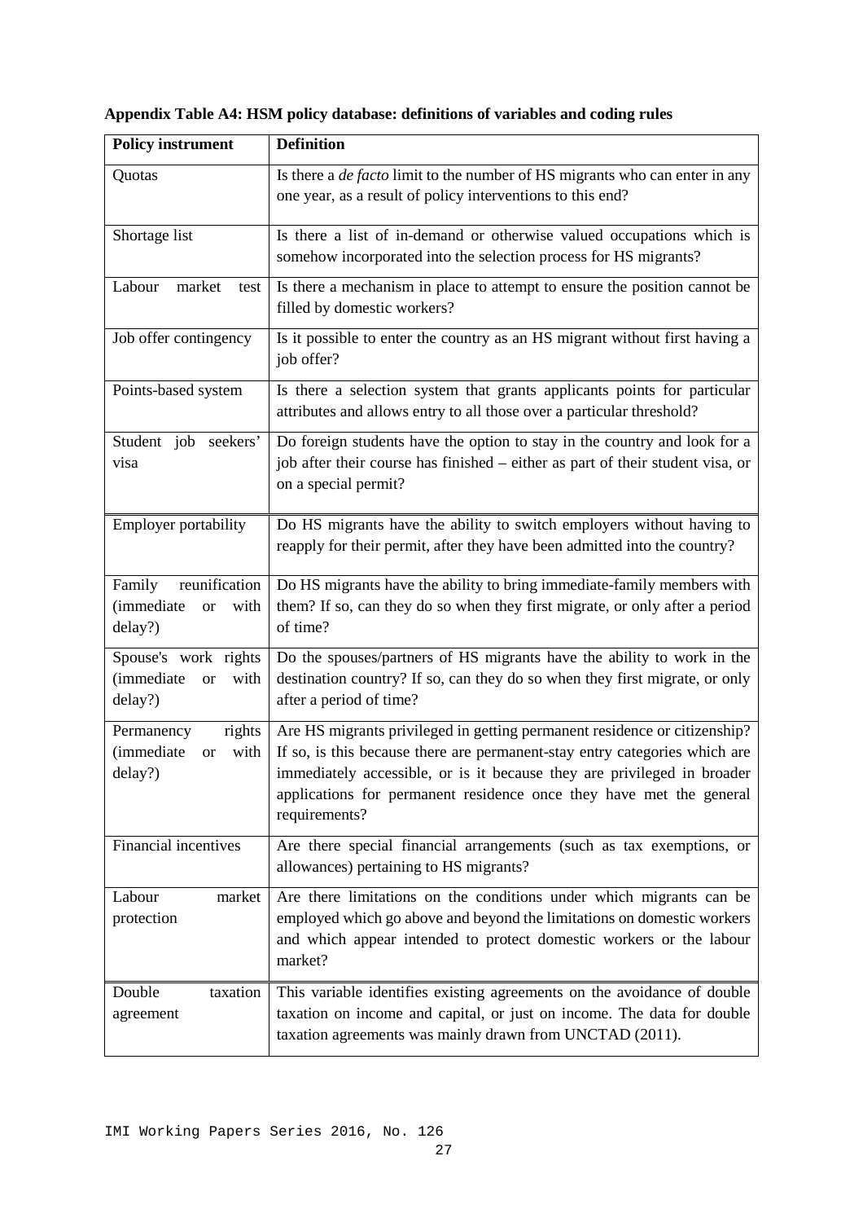**Appendix Table A4: HSM policy database: definitions of variables and coding rules**

| Policy instrument | Definition |
| --- | --- |
| Quotas | Is there a *de facto* limit to the number of HS migrants who can enter in any one year, as a result of policy interventions to this end? |
| Shortage list | Is there a list of in-demand or otherwise valued occupations which is somehow incorporated into the selection process for HS migrants? |
| Labour market test | Is there a mechanism in place to attempt to ensure the position cannot be filled by domestic workers? |
| Job offer contingency | Is it possible to enter the country as an HS migrant without first having a job offer? |
| Points-based system | Is there a selection system that grants applicants points for particular attributes and allows entry to all those over a particular threshold? |
| Student job seekers' visa | Do foreign students have the option to stay in the country and look for a job after their course has finished – either as part of their student visa, or on a special permit? |
| Employer portability | Do HS migrants have the ability to switch employers without having to reapply for their permit, after they have been admitted into the country? |
| Family reunification (immediate or with delay?) | Do HS migrants have the ability to bring immediate-family members with them? If so, can they do so when they first migrate, or only after a period of time? |
| Spouse's work rights (immediate or with delay?) | Do the spouses/partners of HS migrants have the ability to work in the destination country? If so, can they do so when they first migrate, or only after a period of time? |
| Permanency rights (immediate or with delay?) | Are HS migrants privileged in getting permanent residence or citizenship? If so, is this because there are permanent-stay entry categories which are immediately accessible, or is it because they are privileged in broader applications for permanent residence once they have met the general requirements? |
| Financial incentives | Are there special financial arrangements (such as tax exemptions, or allowances) pertaining to HS migrants? |
| Labour market protection | Are there limitations on the conditions under which migrants can be employed which go above and beyond the limitations on domestic workers and which appear intended to protect domestic workers or the labour market? |
| Double taxation agreement | This variable identifies existing agreements on the avoidance of double taxation on income and capital, or just on income. The data for double taxation agreements was mainly drawn from UNCTAD (2011). |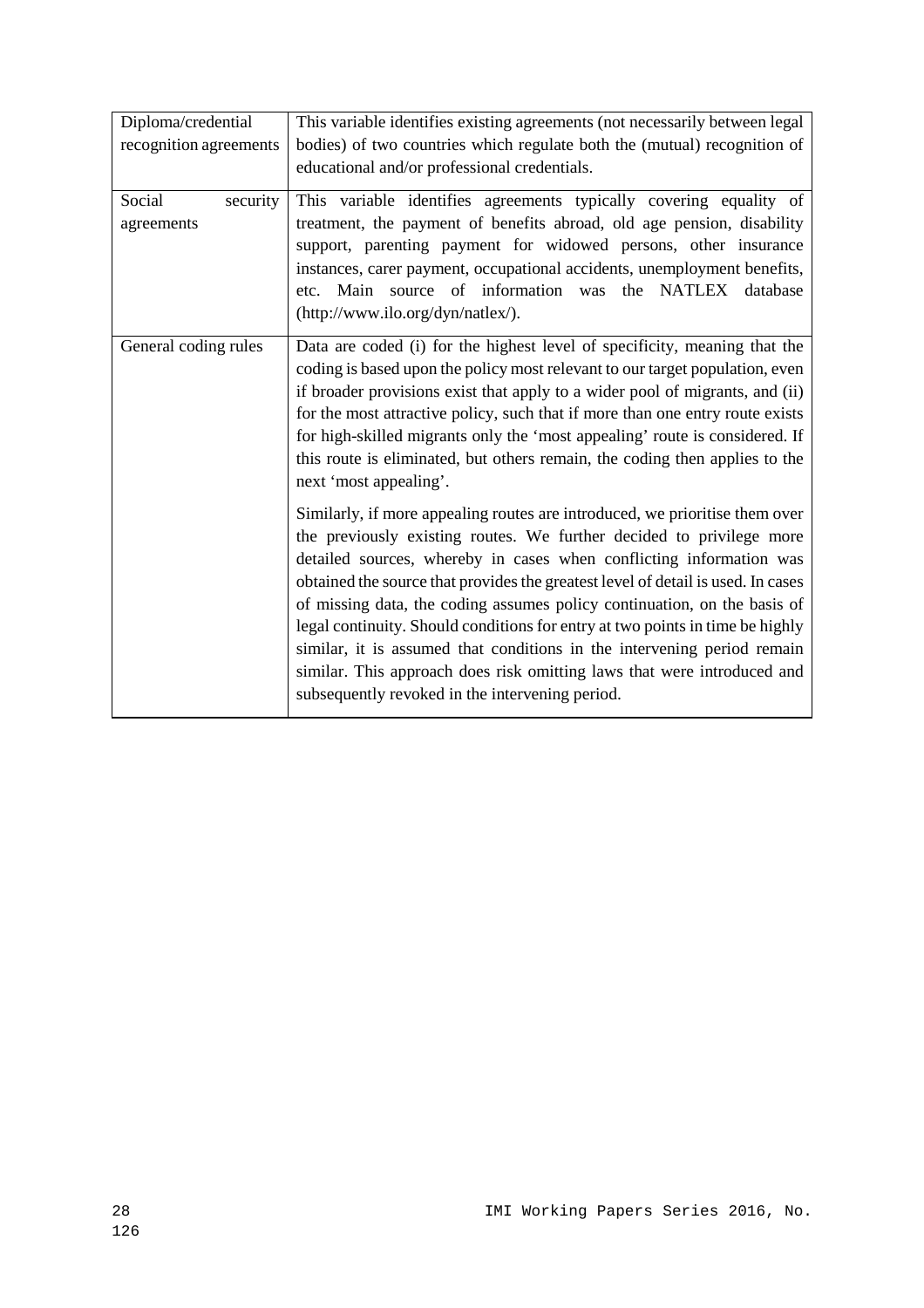| | |
|---|---|
| Diploma/credential recognition agreements | This variable identifies existing agreements (not necessarily between legal bodies) of two countries which regulate both the (mutual) recognition of educational and/or professional credentials. |
| Social security agreements | This variable identifies agreements typically covering equality of treatment, the payment of benefits abroad, old age pension, disability support, parenting payment for widowed persons, other insurance instances, carer payment, occupational accidents, unemployment benefits, etc. Main source of information was the NATLEX database (http://www.ilo.org/dyn/natlex/). |
| General coding rules | Data are coded (i) for the highest level of specificity, meaning that the coding is based upon the policy most relevant to our target population, even if broader provisions exist that apply to a wider pool of migrants, and (ii) for the most attractive policy, such that if more than one entry route exists for high-skilled migrants only the 'most appealing' route is considered. If this route is eliminated, but others remain, the coding then applies to the next 'most appealing'.<br><br>Similarly, if more appealing routes are introduced, we prioritise them over the previously existing routes. We further decided to privilege more detailed sources, whereby in cases when conflicting information was obtained the source that provides the greatest level of detail is used. In cases of missing data, the coding assumes policy continuation, on the basis of legal continuity. Should conditions for entry at two points in time be highly similar, it is assumed that conditions in the intervening period remain similar. This approach does risk omitting laws that were introduced and subsequently revoked in the intervening period. |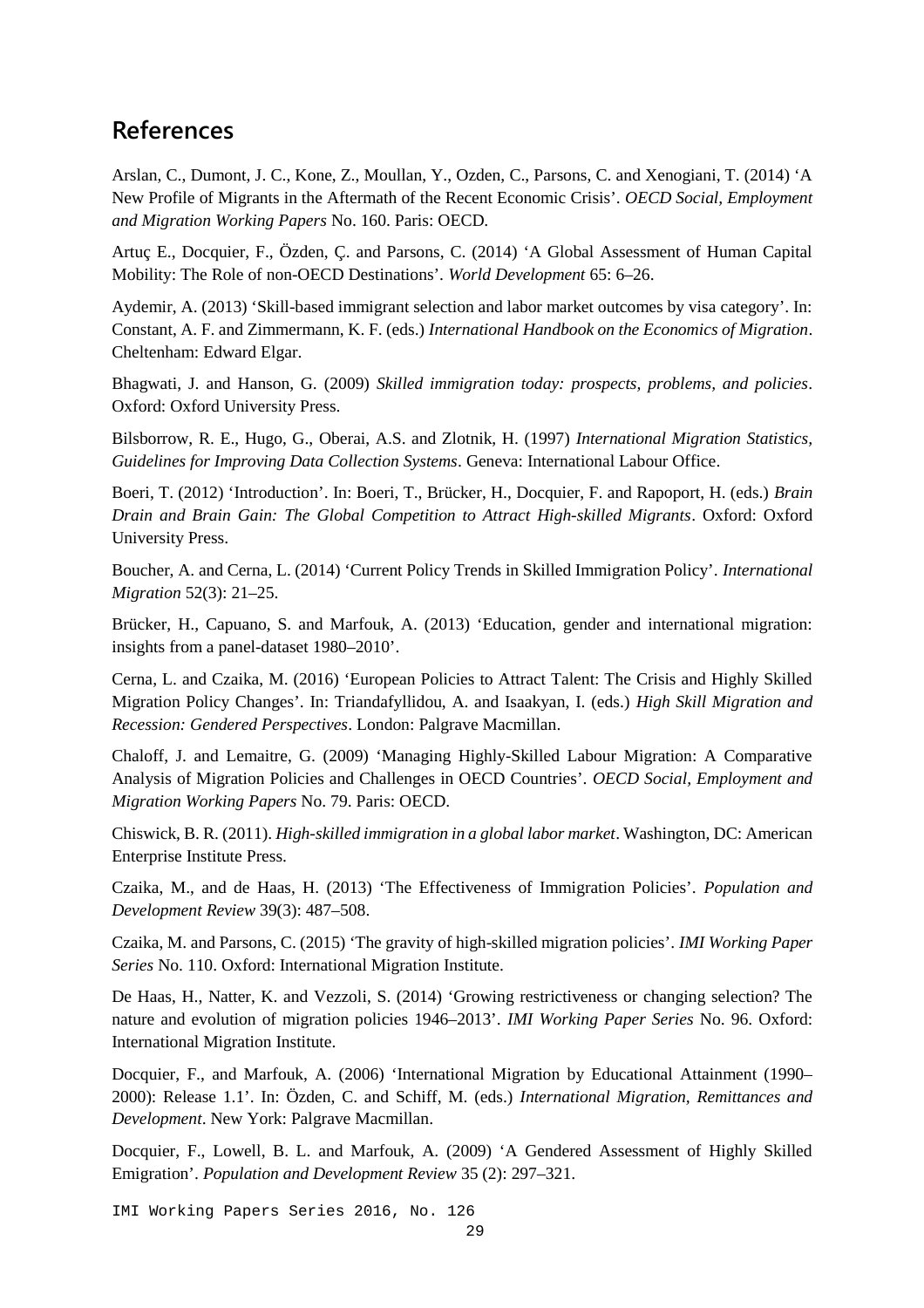## References

Arslan, C., Dumont, J. C., Kone, Z., Moullan, Y., Ozden, C., Parsons, C. and Xenogiani, T. (2014) 'A New Profile of Migrants in the Aftermath of the Recent Economic Crisis'. *OECD Social, Employment and Migration Working Papers* No. 160. Paris: OECD.

Artuç E., Docquier, F., Özden, Ç. and Parsons, C. (2014) 'A Global Assessment of Human Capital Mobility: The Role of non-OECD Destinations'. *World Development* 65: 6–26.

Aydemir, A. (2013) 'Skill-based immigrant selection and labor market outcomes by visa category'. In: Constant, A. F. and Zimmermann, K. F. (eds.) *International Handbook on the Economics of Migration*. Cheltenham: Edward Elgar.

Bhagwati, J. and Hanson, G. (2009) *Skilled immigration today: prospects, problems, and policies*. Oxford: Oxford University Press.

Bilsborrow, R. E., Hugo, G., Oberai, A.S. and Zlotnik, H. (1997) *International Migration Statistics, Guidelines for Improving Data Collection Systems*. Geneva: International Labour Office.

Boeri, T. (2012) 'Introduction'. In: Boeri, T., Brücker, H., Docquier, F. and Rapoport, H. (eds.) *Brain Drain and Brain Gain: The Global Competition to Attract High-skilled Migrants*. Oxford: Oxford University Press.

Boucher, A. and Cerna, L. (2014) 'Current Policy Trends in Skilled Immigration Policy'. *International Migration* 52(3): 21–25.

Brücker, H., Capuano, S. and Marfouk, A. (2013) 'Education, gender and international migration: insights from a panel-dataset 1980–2010'.

Cerna, L. and Czaika, M. (2016) 'European Policies to Attract Talent: The Crisis and Highly Skilled Migration Policy Changes'. In: Triandafyllidou, A. and Isaakyan, I. (eds.) *High Skill Migration and Recession: Gendered Perspectives*. London: Palgrave Macmillan.

Chaloff, J. and Lemaitre, G. (2009) 'Managing Highly-Skilled Labour Migration: A Comparative Analysis of Migration Policies and Challenges in OECD Countries'. *OECD Social, Employment and Migration Working Papers* No. 79. Paris: OECD.

Chiswick, B. R. (2011). *High-skilled immigration in a global labor market*. Washington, DC: American Enterprise Institute Press.

Czaika, M., and de Haas, H. (2013) 'The Effectiveness of Immigration Policies'. *Population and Development Review* 39(3): 487–508.

Czaika, M. and Parsons, C. (2015) 'The gravity of high-skilled migration policies'. *IMI Working Paper Series* No. 110. Oxford: International Migration Institute.

De Haas, H., Natter, K. and Vezzoli, S. (2014) 'Growing restrictiveness or changing selection? The nature and evolution of migration policies 1946–2013'. *IMI Working Paper Series* No. 96. Oxford: International Migration Institute.

Docquier, F., and Marfouk, A. (2006) 'International Migration by Educational Attainment (1990–2000): Release 1.1'. In: Özden, C. and Schiff, M. (eds.) *International Migration, Remittances and Development*. New York: Palgrave Macmillan.

Docquier, F., Lowell, B. L. and Marfouk, A. (2009) 'A Gendered Assessment of Highly Skilled Emigration'. *Population and Development Review* 35 (2): 297–321.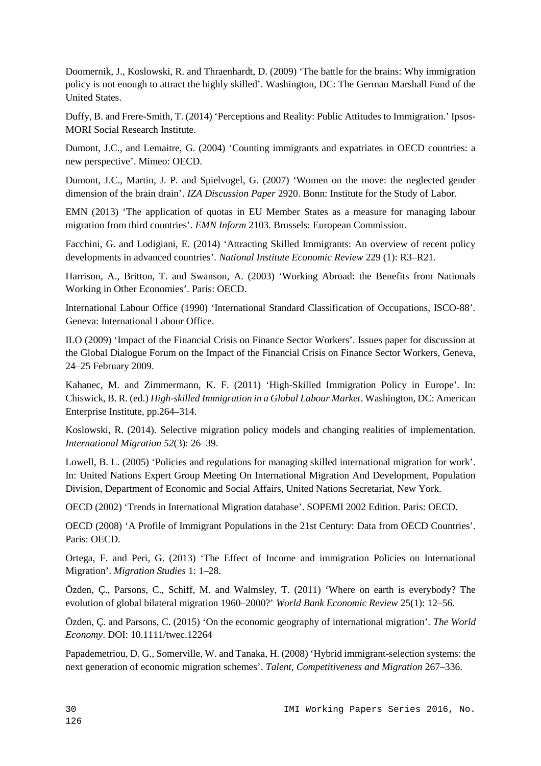Doomernik, J., Koslowski, R. and Thraenhardt, D. (2009) 'The battle for the brains: Why immigration policy is not enough to attract the highly skilled'. Washington, DC: The German Marshall Fund of the United States.

Duffy, B. and Frere-Smith, T. (2014) 'Perceptions and Reality: Public Attitudes to Immigration.' Ipsos-MORI Social Research Institute.

Dumont, J.C., and Lemaitre, G. (2004) 'Counting immigrants and expatriates in OECD countries: a new perspective'. Mimeo: OECD.

Dumont, J.C., Martin, J. P. and Spielvogel, G. (2007) 'Women on the move: the neglected gender dimension of the brain drain'. *IZA Discussion Paper* 2920. Bonn: Institute for the Study of Labor.

EMN (2013) 'The application of quotas in EU Member States as a measure for managing labour migration from third countries'. *EMN Inform* 2103. Brussels: European Commission.

Facchini, G. and Lodigiani, E. (2014) 'Attracting Skilled Immigrants: An overview of recent policy developments in advanced countries'. *National Institute Economic Review* 229 (1): R3–R21.

Harrison, A., Britton, T. and Swanson, A. (2003) 'Working Abroad: the Benefits from Nationals Working in Other Economies'. Paris: OECD.

International Labour Office (1990) 'International Standard Classification of Occupations, ISCO-88'. Geneva: International Labour Office.

ILO (2009) 'Impact of the Financial Crisis on Finance Sector Workers'. Issues paper for discussion at the Global Dialogue Forum on the Impact of the Financial Crisis on Finance Sector Workers, Geneva, 24–25 February 2009.

Kahanec, M. and Zimmermann, K. F. (2011) 'High-Skilled Immigration Policy in Europe'. In: Chiswick, B. R. (ed.) *High-skilled Immigration in a Global Labour Market*. Washington, DC: American Enterprise Institute, pp.264–314.

Koslowski, R. (2014). Selective migration policy models and changing realities of implementation. *International Migration 52*(3): 26–39.

Lowell, B. L. (2005) 'Policies and regulations for managing skilled international migration for work'. In: United Nations Expert Group Meeting On International Migration And Development, Population Division, Department of Economic and Social Affairs, United Nations Secretariat, New York.

OECD (2002) 'Trends in International Migration database'. SOPEMI 2002 Edition. Paris: OECD.

OECD (2008) 'A Profile of Immigrant Populations in the 21st Century: Data from OECD Countries'. Paris: OECD.

Ortega, F. and Peri, G. (2013) 'The Effect of Income and immigration Policies on International Migration'. *Migration Studies* 1: 1–28.

Özden, Ç., Parsons, C., Schiff, M. and Walmsley, T. (2011) 'Where on earth is everybody? The evolution of global bilateral migration 1960–2000?' *World Bank Economic Review* 25(1): 12–56.

Özden, Ç. and Parsons, C. (2015) 'On the economic geography of international migration'. *The World Economy*. DOI: 10.1111/twec.12264

Papademetriou, D. G., Somerville, W. and Tanaka, H. (2008) 'Hybrid immigrant-selection systems: the next generation of economic migration schemes'. *Talent, Competitiveness and Migration* 267–336.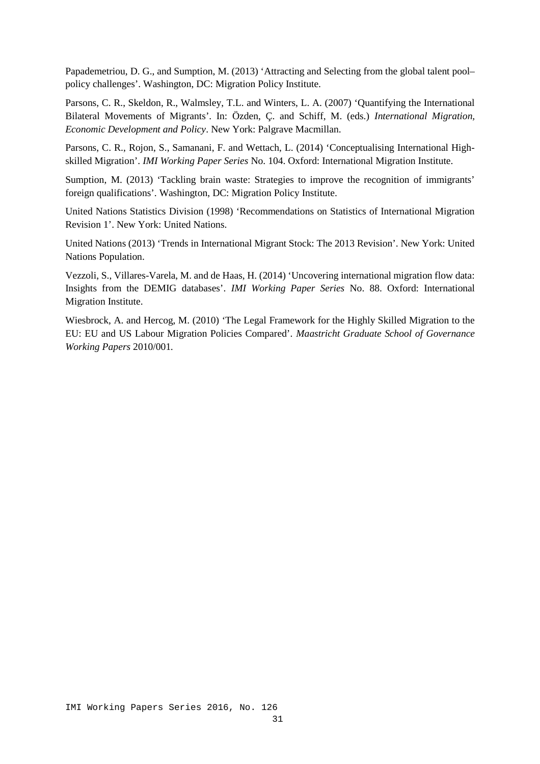Papademetriou, D. G., and Sumption, M. (2013) 'Attracting and Selecting from the global talent pool– policy challenges'. Washington, DC: Migration Policy Institute.

Parsons, C. R., Skeldon, R., Walmsley, T.L. and Winters, L. A. (2007) 'Quantifying the International Bilateral Movements of Migrants'. In: Özden, Ç. and Schiff, M. (eds.) *International Migration, Economic Development and Policy*. New York: Palgrave Macmillan.

Parsons, C. R., Rojon, S., Samanani, F. and Wettach, L. (2014) 'Conceptualising International High-skilled Migration'. *IMI Working Paper Series* No. 104. Oxford: International Migration Institute.

Sumption, M. (2013) 'Tackling brain waste: Strategies to improve the recognition of immigrants' foreign qualifications'. Washington, DC: Migration Policy Institute.

United Nations Statistics Division (1998) 'Recommendations on Statistics of International Migration Revision 1'. New York: United Nations.

United Nations (2013) 'Trends in International Migrant Stock: The 2013 Revision'. New York: United Nations Population.

Vezzoli, S., Villares-Varela, M. and de Haas, H. (2014) 'Uncovering international migration flow data: Insights from the DEMIG databases'. *IMI Working Paper Series* No. 88. Oxford: International Migration Institute.

Wiesbrock, A. and Hercog, M. (2010) 'The Legal Framework for the Highly Skilled Migration to the EU: EU and US Labour Migration Policies Compared'. *Maastricht Graduate School of Governance Working Papers* 2010/001.